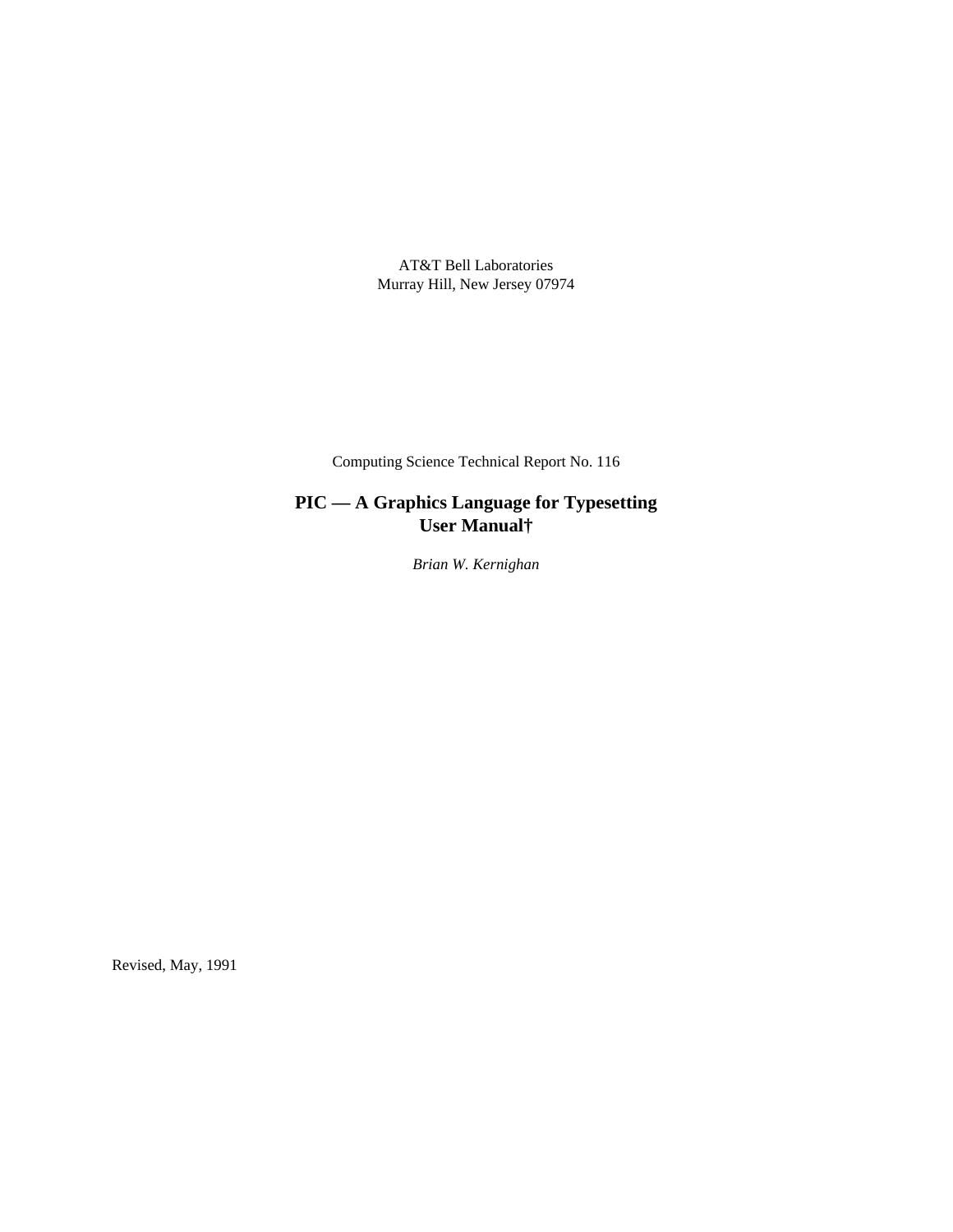AT&T Bell Laboratories
Murray Hill, New Jersey 07974

Computing Science Technical Report No. 116

# PIC — A Graphics Language for Typesetting
# User Manual†

*Brian W. Kernighan*

Revised, May, 1991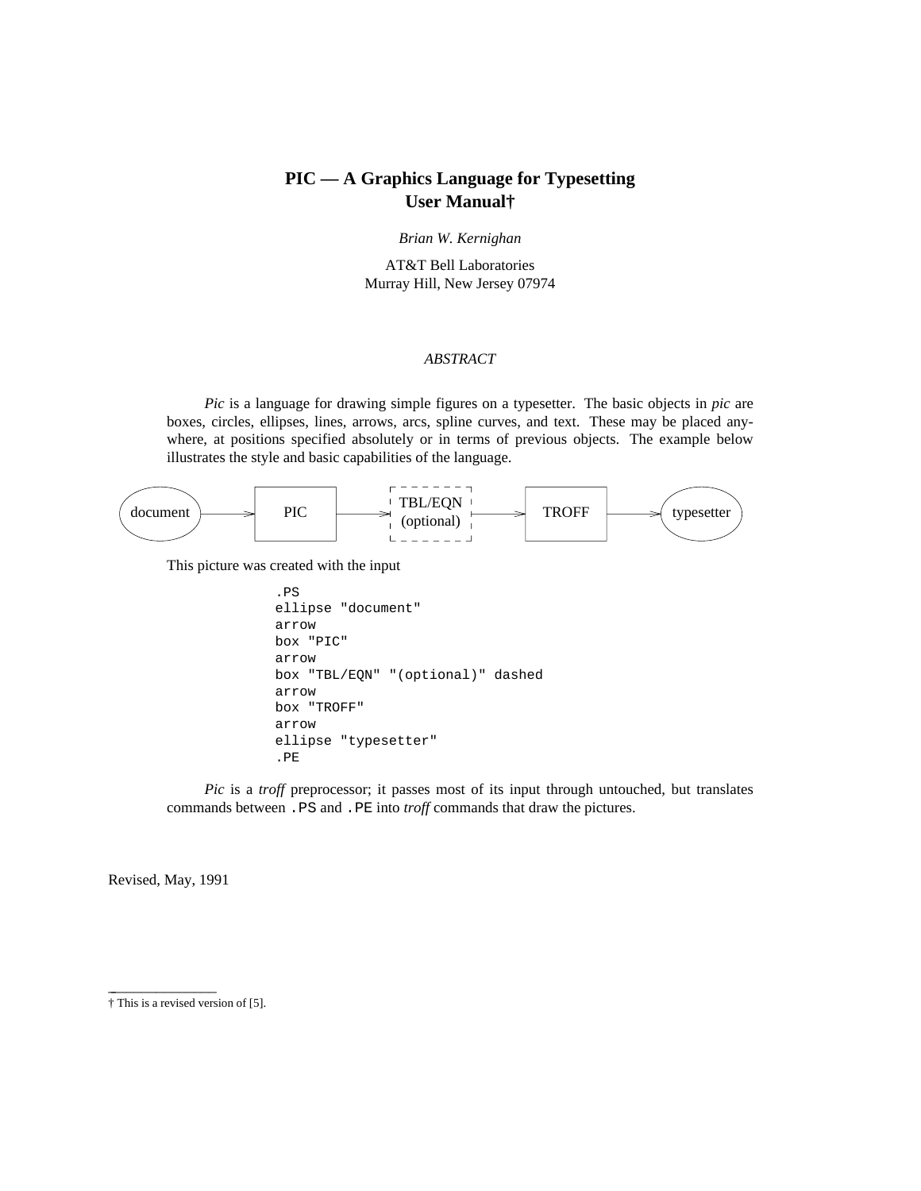# PIC — A Graphics Language for Typesetting
## User Manual†

*Brian W. Kernighan*

AT&T Bell Laboratories
Murray Hill, New Jersey 07974

*ABSTRACT*

*Pic* is a language for drawing simple figures on a typesetter. The basic objects in *pic* are boxes, circles, ellipses, lines, arrows, arcs, spline curves, and text. These may be placed anywhere, at positions specified absolutely or in terms of previous objects. The example below illustrates the style and basic capabilities of the language.

This picture was created with the input

```
.PS
ellipse "document"
arrow
box "PIC"
arrow
box "TBL/EQN" "(optional)" dashed
arrow
box "TROFF"
arrow
ellipse "typesetter"
.PE
```

*Pic* is a *troff* preprocessor; it passes most of its input through untouched, but translates commands between `.PS` and `.PE` into *troff* commands that draw the pictures.

Revised, May, 1991

† This is a revised version of [5].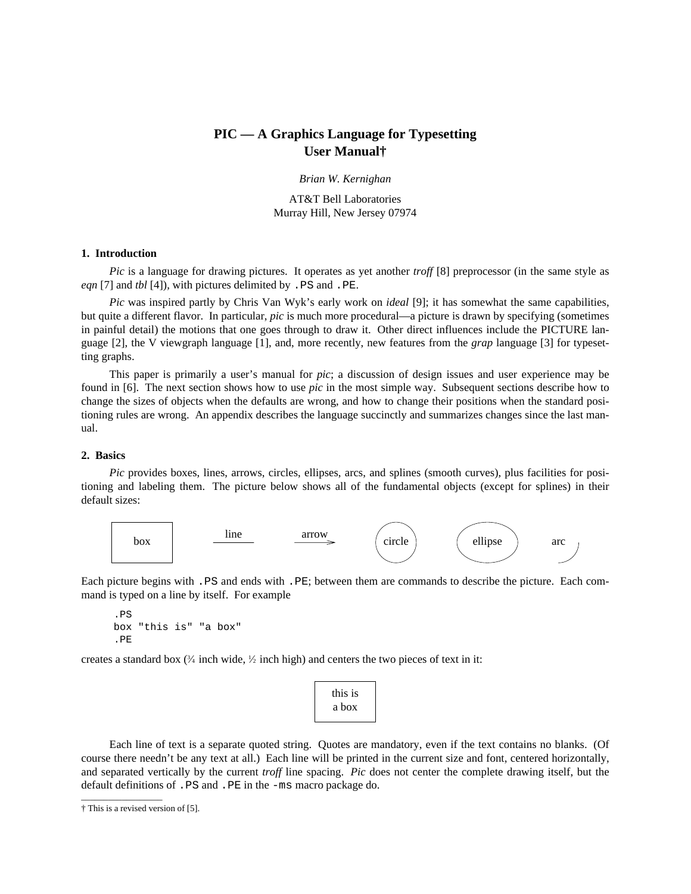# PIC — A Graphics Language for Typesetting
## User Manual†

*Brian W. Kernighan*

AT&T Bell Laboratories
Murray Hill, New Jersey 07974

### 1. Introduction

*Pic* is a language for drawing pictures. It operates as yet another *troff* [8] preprocessor (in the same style as *eqn* [7] and *tbl* [4]), with pictures delimited by `.PS` and `.PE`.

*Pic* was inspired partly by Chris Van Wyk's early work on *ideal* [9]; it has somewhat the same capabilities, but quite a different flavor. In particular, *pic* is much more procedural—a picture is drawn by specifying (sometimes in painful detail) the motions that one goes through to draw it. Other direct influences include the PICTURE language [2], the V viewgraph language [1], and, more recently, new features from the *grap* language [3] for typesetting graphs.

This paper is primarily a user's manual for *pic*; a discussion of design issues and user experience may be found in [6]. The next section shows how to use *pic* in the most simple way. Subsequent sections describe how to change the sizes of objects when the defaults are wrong, and how to change their positions when the standard positioning rules are wrong. An appendix describes the language succinctly and summarizes changes since the last manual.

### 2. Basics

*Pic* provides boxes, lines, arrows, circles, ellipses, arcs, and splines (smooth curves), plus facilities for positioning and labeling them. The picture below shows all of the fundamental objects (except for splines) in their default sizes:

box line arrow circle ellipse arc

Each picture begins with `.PS` and ends with `.PE`; between them are commands to describe the picture. Each command is typed on a line by itself. For example

```
.PS
box "this is" "a box"
.PE
```

creates a standard box (¾ inch wide, ½ inch high) and centers the two pieces of text in it:

this is
a box

Each line of text is a separate quoted string. Quotes are mandatory, even if the text contains no blanks. (Of course there needn't be any text at all.) Each line will be printed in the current size and font, centered horizontally, and separated vertically by the current *troff* line spacing. *Pic* does not center the complete drawing itself, but the default definitions of `.PS` and `.PE` in the `-ms` macro package do.

---

† This is a revised version of [5].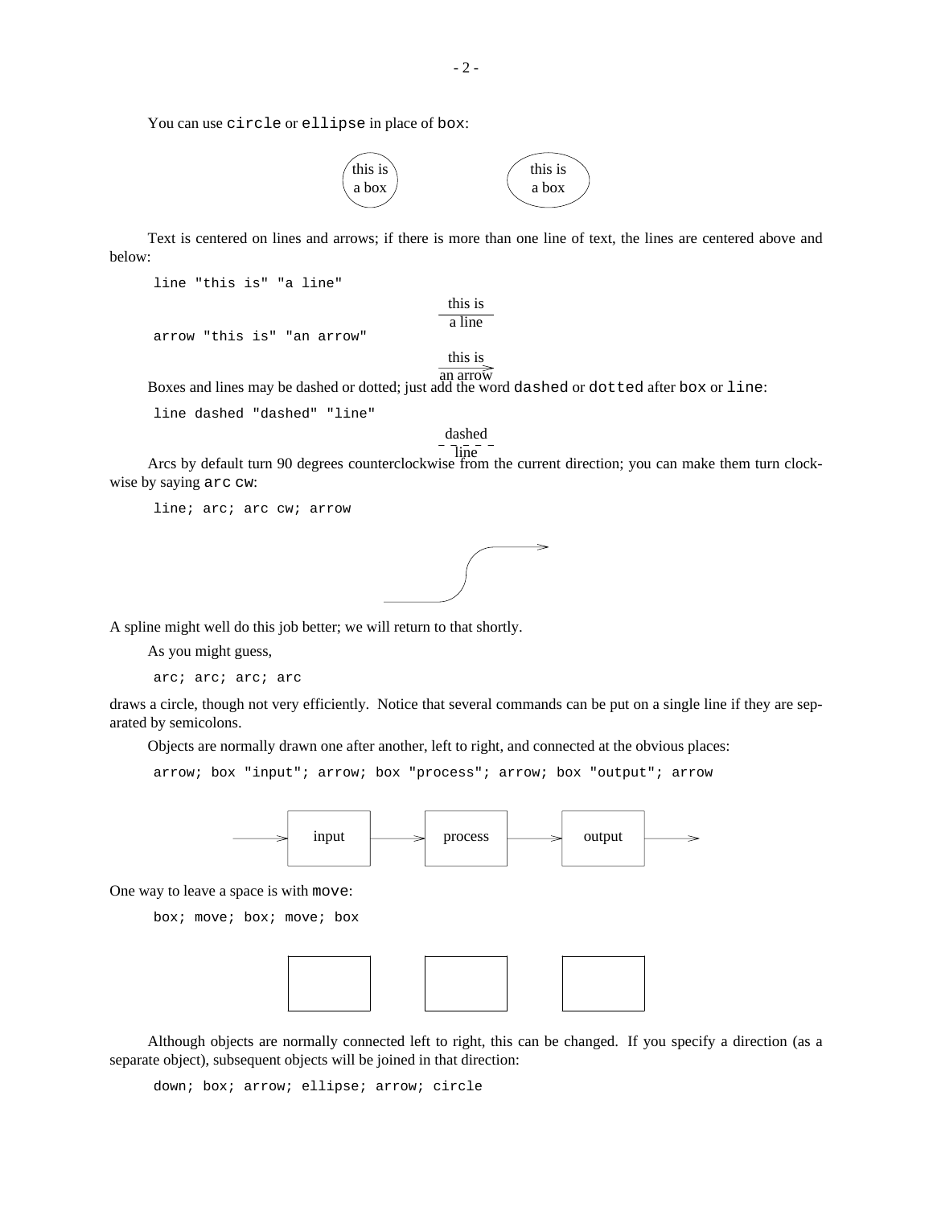You can use `circle` or `ellipse` in place of `box`:

Text is centered on lines and arrows; if there is more than one line of text, the lines are centered above and below:

```
line "this is" "a line"
```

```
arrow "this is" "an arrow"
```

Boxes and lines may be dashed or dotted; just add the word `dashed` or `dotted` after `box` or `line`:

```
line dashed "dashed" "line"
```

Arcs by default turn 90 degrees counterclockwise from the current direction; you can make them turn clockwise by saying `arc cw`:

```
line; arc; arc cw; arrow
```

A spline might well do this job better; we will return to that shortly.

As you might guess,

```
arc; arc; arc; arc
```

draws a circle, though not very efficiently. Notice that several commands can be put on a single line if they are separated by semicolons.

Objects are normally drawn one after another, left to right, and connected at the obvious places:

```
arrow; box "input"; arrow; box "process"; arrow; box "output"; arrow
```

One way to leave a space is with `move`:

```
box; move; box; move; box
```

Although objects are normally connected left to right, this can be changed. If you specify a direction (as a separate object), subsequent objects will be joined in that direction:

```
down; box; arrow; ellipse; arrow; circle
```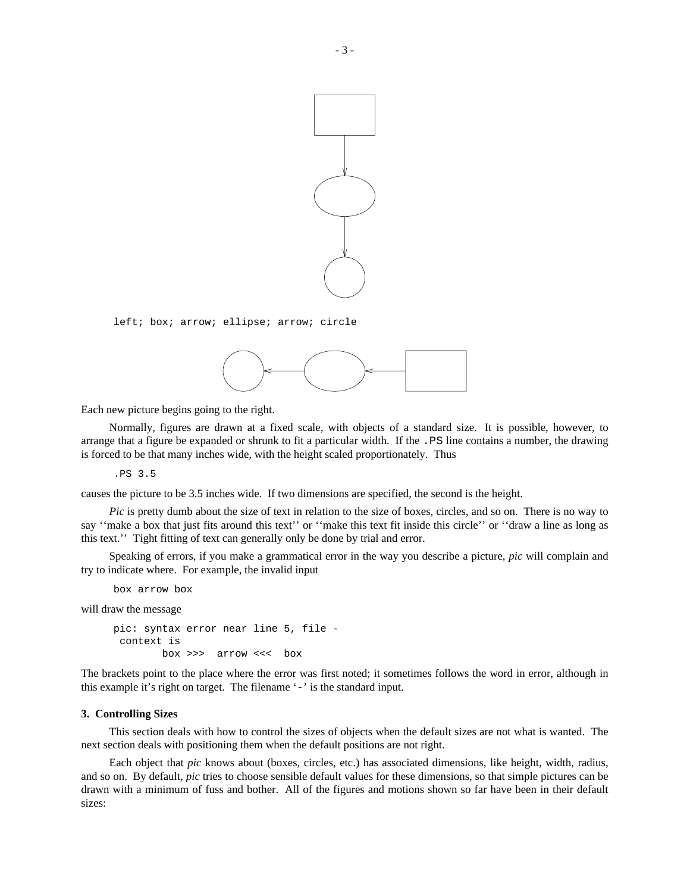```
left; box; arrow; ellipse; arrow; circle
```

Each new picture begins going to the right.

Normally, figures are drawn at a fixed scale, with objects of a standard size. It is possible, however, to arrange that a figure be expanded or shrunk to fit a particular width. If the `.PS` line contains a number, the drawing is forced to be that many inches wide, with the height scaled proportionately. Thus

```
.PS 3.5
```

causes the picture to be 3.5 inches wide. If two dimensions are specified, the second is the height.

*Pic* is pretty dumb about the size of text in relation to the size of boxes, circles, and so on. There is no way to say ''make a box that just fits around this text'' or ''make this text fit inside this circle'' or ''draw a line as long as this text.'' Tight fitting of text can generally only be done by trial and error.

Speaking of errors, if you make a grammatical error in the way you describe a picture, *pic* will complain and try to indicate where. For example, the invalid input

```
box arrow box
```

will draw the message

```
pic: syntax error near line 5, file -
 context is
        box >>>  arrow <<<  box
```

The brackets point to the place where the error was first noted; it sometimes follows the word in error, although in this example it's right on target. The filename '`-`' is the standard input.

### 3. Controlling Sizes

This section deals with how to control the sizes of objects when the default sizes are not what is wanted. The next section deals with positioning them when the default positions are not right.

Each object that *pic* knows about (boxes, circles, etc.) has associated dimensions, like height, width, radius, and so on. By default, *pic* tries to choose sensible default values for these dimensions, so that simple pictures can be drawn with a minimum of fuss and bother. All of the figures and motions shown so far have been in their default sizes: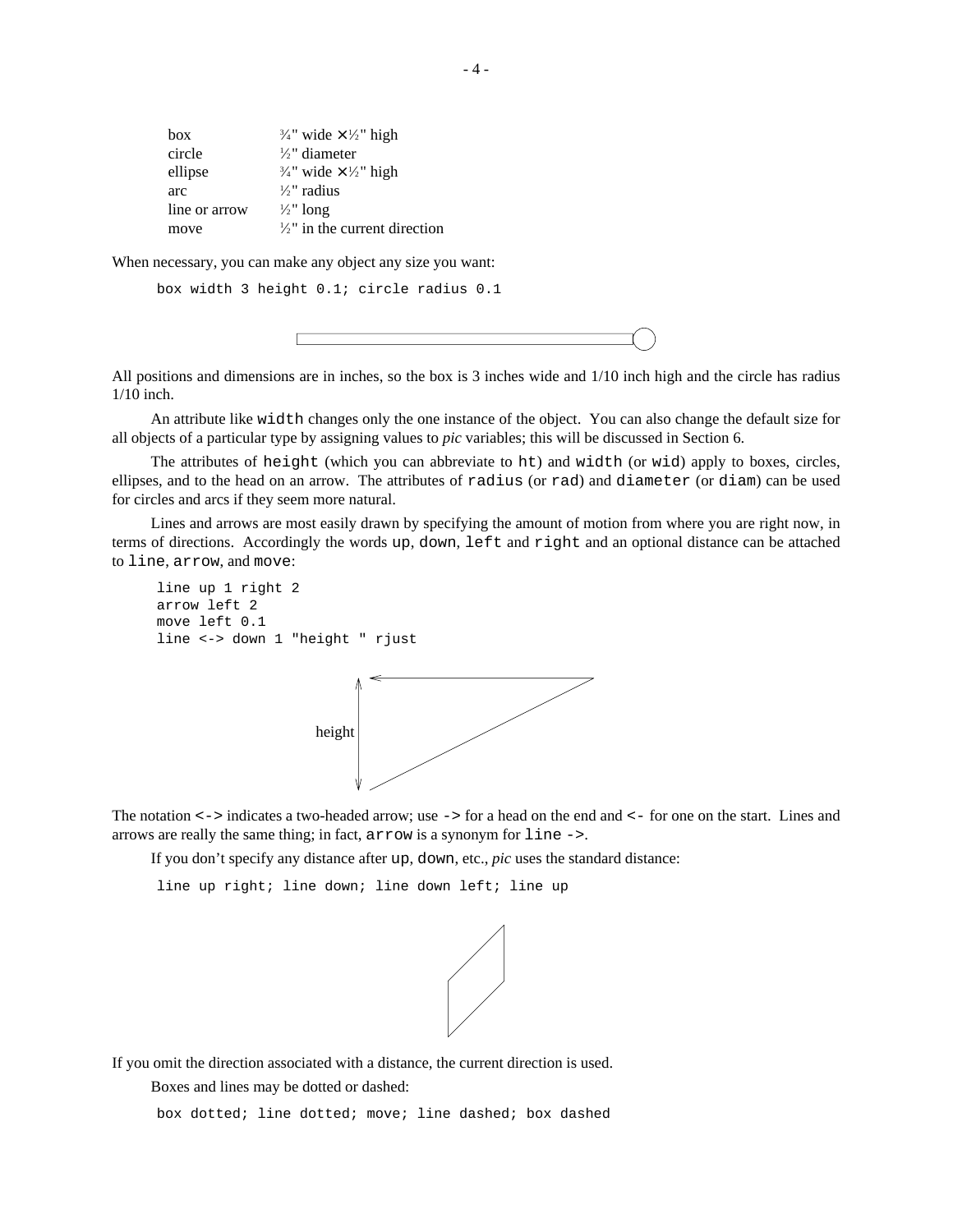| | |
|---|---|
| box | ¾" wide × ½" high |
| circle | ½" diameter |
| ellipse | ¾" wide × ½" high |
| arc | ½" radius |
| line or arrow | ½" long |
| move | ½" in the current direction |

When necessary, you can make any object any size you want:

```
box width 3 height 0.1; circle radius 0.1
```

All positions and dimensions are in inches, so the box is 3 inches wide and 1/10 inch high and the circle has radius 1/10 inch.

An attribute like `width` changes only the one instance of the object. You can also change the default size for all objects of a particular type by assigning values to *pic* variables; this will be discussed in Section 6.

The attributes of `height` (which you can abbreviate to `ht`) and `width` (or `wid`) apply to boxes, circles, ellipses, and to the head on an arrow. The attributes of `radius` (or `rad`) and `diameter` (or `diam`) can be used for circles and arcs if they seem more natural.

Lines and arrows are most easily drawn by specifying the amount of motion from where you are right now, in terms of directions. Accordingly the words `up`, `down`, `left` and `right` and an optional distance can be attached to `line`, `arrow`, and `move`:

```
line up 1 right 2
arrow left 2
move left 0.1
line <-> down 1 "height " rjust
```

height

The notation `<->` indicates a two-headed arrow; use `->` for a head on the end and `<-` for one on the start. Lines and arrows are really the same thing; in fact, `arrow` is a synonym for `line ->`.

If you don't specify any distance after `up`, `down`, etc., *pic* uses the standard distance:

```
line up right; line down; line down left; line up
```

If you omit the direction associated with a distance, the current direction is used.

Boxes and lines may be dotted or dashed:

```
box dotted; line dotted; move; line dashed; box dashed
```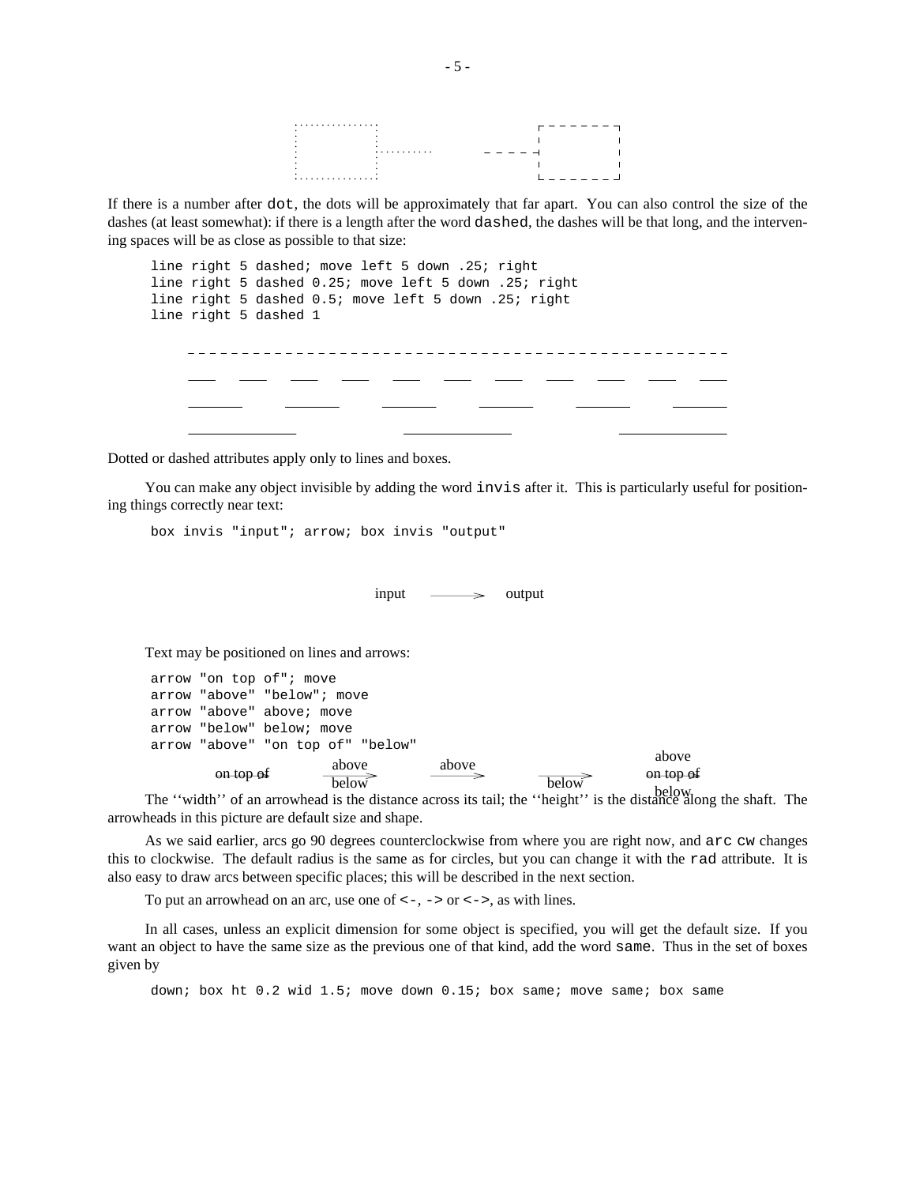If there is a number after `dot`, the dots will be approximately that far apart. You can also control the size of the dashes (at least somewhat): if there is a length after the word `dashed`, the dashes will be that long, and the intervening spaces will be as close as possible to that size:

```
line right 5 dashed; move left 5 down .25; right
line right 5 dashed 0.25; move left 5 down .25; right
line right 5 dashed 0.5; move left 5 down .25; right
line right 5 dashed 1
```

Dotted or dashed attributes apply only to lines and boxes.

You can make any object invisible by adding the word `invis` after it. This is particularly useful for positioning things correctly near text:

```
box invis "input"; arrow; box invis "output"
```

input ⟶ output

Text may be positioned on lines and arrows:

```
arrow "on top of"; move
arrow "above" "below"; move
arrow "above" above; move
arrow "below" below; move
arrow "above" "on top of" "below"
```

The ''width'' of an arrowhead is the distance across its tail; the ''height'' is the distance along the shaft. The arrowheads in this picture are default size and shape.

As we said earlier, arcs go 90 degrees counterclockwise from where you are right now, and `arc cw` changes this to clockwise. The default radius is the same as for circles, but you can change it with the `rad` attribute. It is also easy to draw arcs between specific places; this will be described in the next section.

To put an arrowhead on an arc, use one of `<-`, `->` or `<->`, as with lines.

In all cases, unless an explicit dimension for some object is specified, you will get the default size. If you want an object to have the same size as the previous one of that kind, add the word `same`. Thus in the set of boxes given by

```
down; box ht 0.2 wid 1.5; move down 0.15; box same; move same; box same
```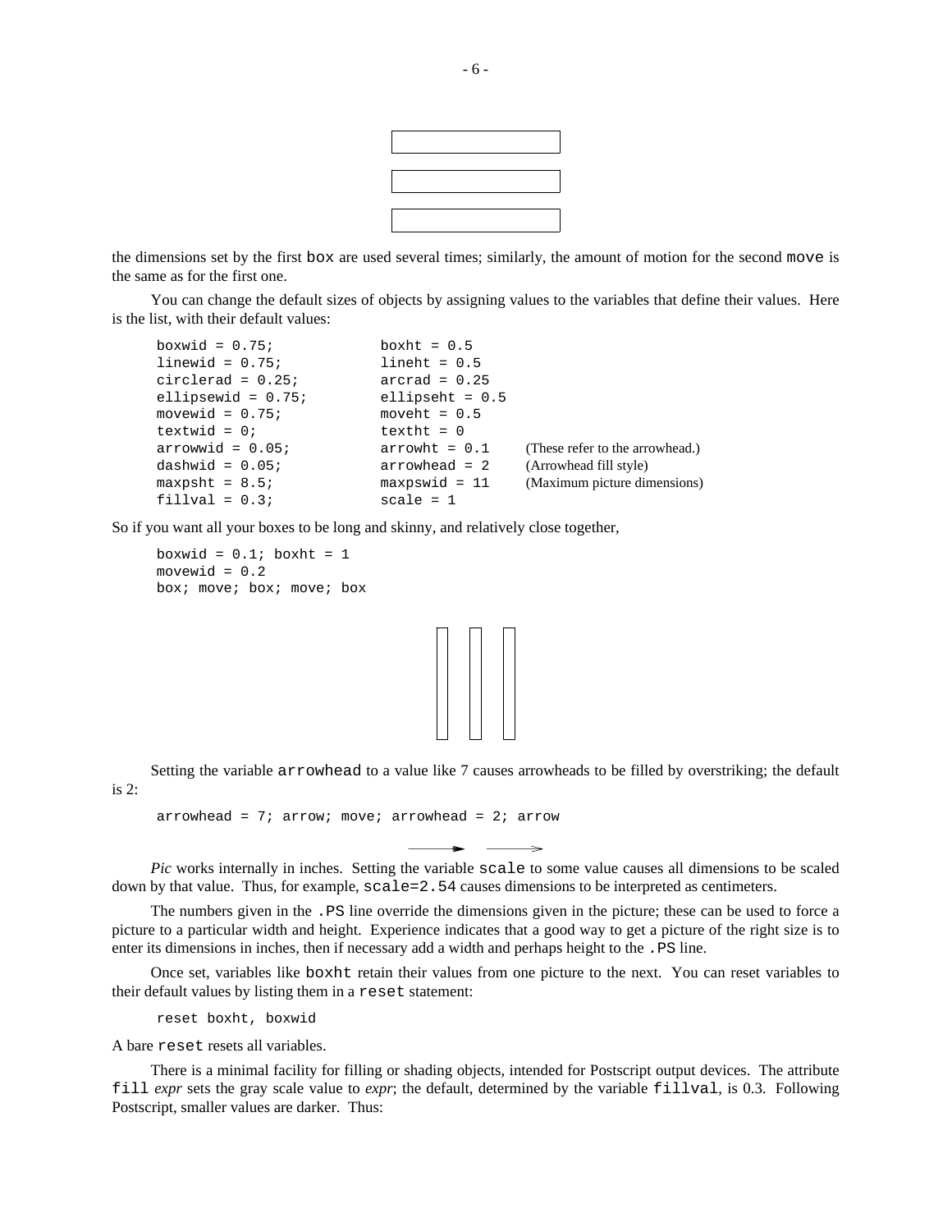the dimensions set by the first `box` are used several times; similarly, the amount of motion for the second `move` is the same as for the first one.

You can change the default sizes of objects by assigning values to the variables that define their values. Here is the list, with their default values:

```
boxwid = 0.75;          boxht = 0.5
linewid = 0.75;         lineht = 0.5
circlerad = 0.25;       arcrad = 0.25
ellipsewid = 0.75;      ellipseht = 0.5
movewid = 0.75;         moveht = 0.5
textwid = 0;            textht = 0
arrowwid = 0.05;        arrowht = 0.1       (These refer to the arrowhead.)
dashwid = 0.05;         arrowhead = 2       (Arrowhead fill style)
maxpsht = 8.5;          maxpswid = 11       (Maximum picture dimensions)
fillval = 0.3;          scale = 1
```

So if you want all your boxes to be long and skinny, and relatively close together,

```
boxwid = 0.1; boxht = 1
movewid = 0.2
box; move; box; move; box
```

Setting the variable `arrowhead` to a value like 7 causes arrowheads to be filled by overstriking; the default is 2:

```
arrowhead = 7; arrow; move; arrowhead = 2; arrow
```

*Pic* works internally in inches. Setting the variable `scale` to some value causes all dimensions to be scaled down by that value. Thus, for example, `scale=2.54` causes dimensions to be interpreted as centimeters.

The numbers given in the `.PS` line override the dimensions given in the picture; these can be used to force a picture to a particular width and height. Experience indicates that a good way to get a picture of the right size is to enter its dimensions in inches, then if necessary add a width and perhaps height to the `.PS` line.

Once set, variables like `boxht` retain their values from one picture to the next. You can reset variables to their default values by listing them in a `reset` statement:

```
reset boxht, boxwid
```

A bare `reset` resets all variables.

There is a minimal facility for filling or shading objects, intended for Postscript output devices. The attribute `fill` *expr* sets the gray scale value to *expr*; the default, determined by the variable `fillval`, is 0.3. Following Postscript, smaller values are darker. Thus: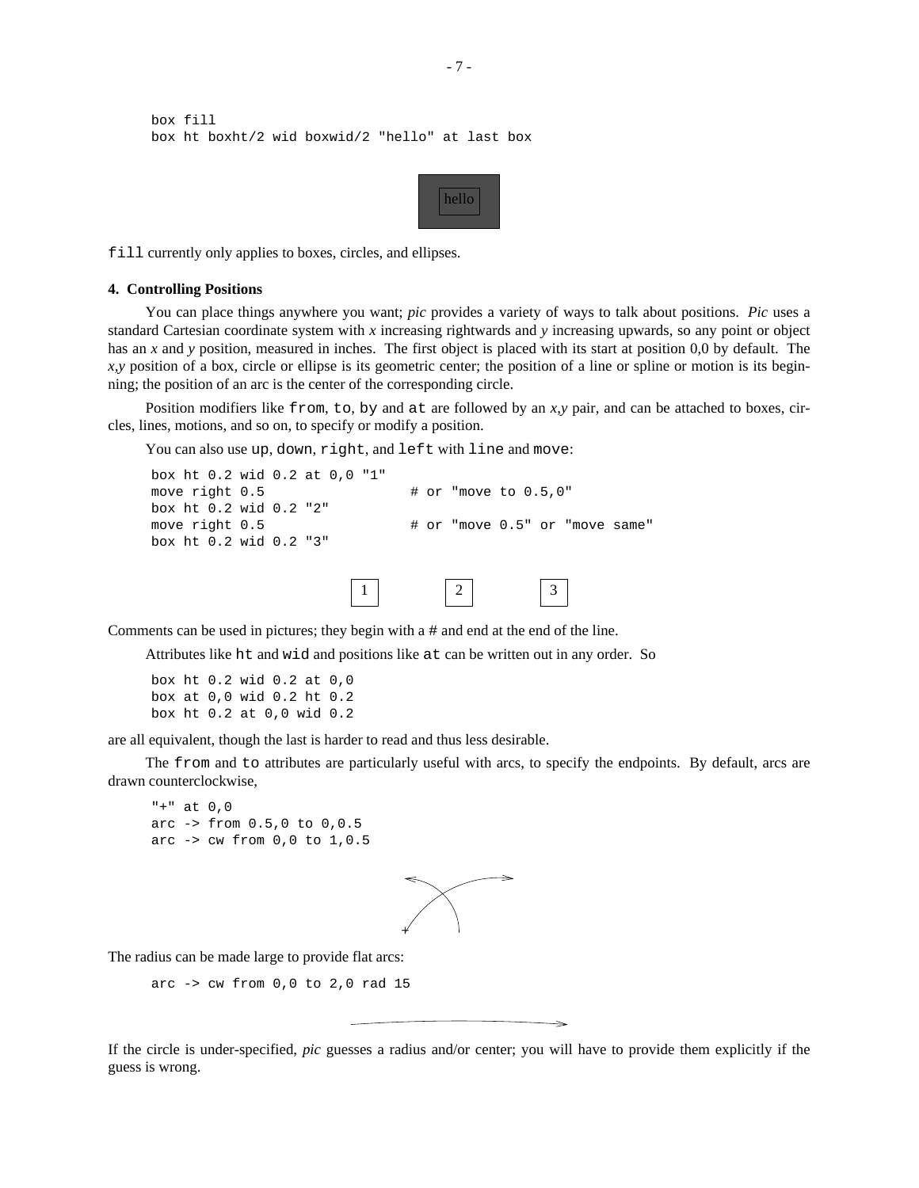```
box fill
box ht boxht/2 wid boxwid/2 "hello" at last box
```

`fill` currently only applies to boxes, circles, and ellipses.

## 4. Controlling Positions

You can place things anywhere you want; *pic* provides a variety of ways to talk about positions. *Pic* uses a standard Cartesian coordinate system with *x* increasing rightwards and *y* increasing upwards, so any point or object has an *x* and *y* position, measured in inches. The first object is placed with its start at position 0,0 by default. The *x,y* position of a box, circle or ellipse is its geometric center; the position of a line or spline or motion is its beginning; the position of an arc is the center of the corresponding circle.

Position modifiers like `from`, `to`, `by` and `at` are followed by an *x,y* pair, and can be attached to boxes, circles, lines, motions, and so on, to specify or modify a position.

You can also use `up`, `down`, `right`, and `left` with `line` and `move`:

```
box ht 0.2 wid 0.2 at 0,0 "1"
move right 0.5                # or "move to 0.5,0"
box ht 0.2 wid 0.2 "2"
move right 0.5                # or "move 0.5" or "move same"
box ht 0.2 wid 0.2 "3"
```

Comments can be used in pictures; they begin with a # and end at the end of the line.

Attributes like `ht` and `wid` and positions like `at` can be written out in any order. So

```
box ht 0.2 wid 0.2 at 0,0
box at 0,0 wid 0.2 ht 0.2
box ht 0.2 at 0,0 wid 0.2
```

are all equivalent, though the last is harder to read and thus less desirable.

The `from` and `to` attributes are particularly useful with arcs, to specify the endpoints. By default, arcs are drawn counterclockwise,

```
"+" at 0,0
arc -> from 0.5,0 to 0,0.5
arc -> cw from 0,0 to 1,0.5
```

The radius can be made large to provide flat arcs:

```
arc -> cw from 0,0 to 2,0 rad 15
```

If the circle is under-specified, *pic* guesses a radius and/or center; you will have to provide them explicitly if the guess is wrong.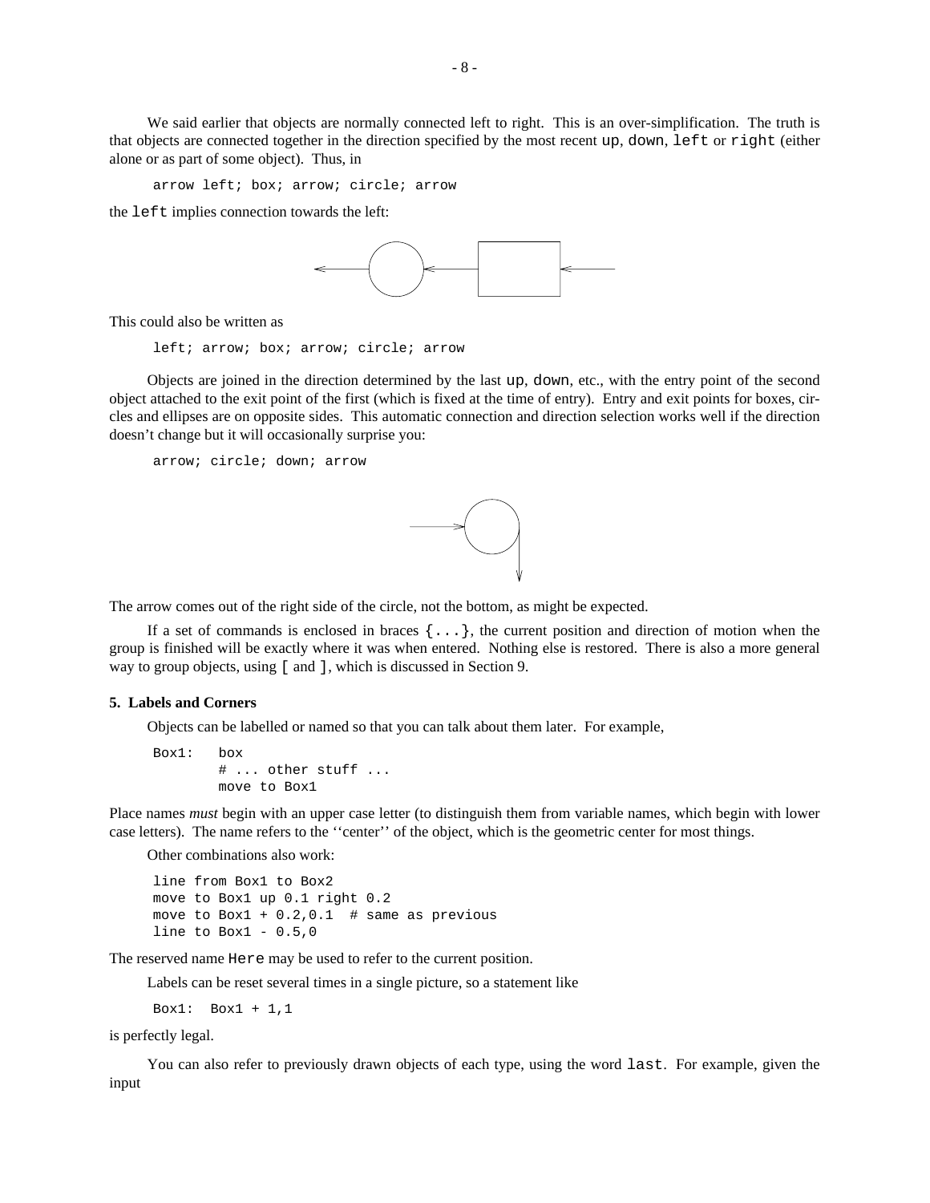We said earlier that objects are normally connected left to right. This is an over-simplification. The truth is that objects are connected together in the direction specified by the most recent `up`, `down`, `left` or `right` (either alone or as part of some object). Thus, in

```
arrow left; box; arrow; circle; arrow
```

the `left` implies connection towards the left:

This could also be written as

```
left; arrow; box; arrow; circle; arrow
```

Objects are joined in the direction determined by the last `up`, `down`, etc., with the entry point of the second object attached to the exit point of the first (which is fixed at the time of entry). Entry and exit points for boxes, circles and ellipses are on opposite sides. This automatic connection and direction selection works well if the direction doesn't change but it will occasionally surprise you:

```
arrow; circle; down; arrow
```

The arrow comes out of the right side of the circle, not the bottom, as might be expected.

If a set of commands is enclosed in braces `{...}`, the current position and direction of motion when the group is finished will be exactly where it was when entered. Nothing else is restored. There is also a more general way to group objects, using `[` and `]`, which is discussed in Section 9.

### 5. Labels and Corners

Objects can be labelled or named so that you can talk about them later. For example,

```
Box1:   box
        # ... other stuff ...
        move to Box1
```

Place names *must* begin with an upper case letter (to distinguish them from variable names, which begin with lower case letters). The name refers to the ''center'' of the object, which is the geometric center for most things.

Other combinations also work:

```
line from Box1 to Box2
move to Box1 up 0.1 right 0.2
move to Box1 + 0.2,0.1  # same as previous
line to Box1 - 0.5,0
```

The reserved name `Here` may be used to refer to the current position.

Labels can be reset several times in a single picture, so a statement like

```
Box1:  Box1 + 1,1
```

is perfectly legal.

You can also refer to previously drawn objects of each type, using the word `last`. For example, given the input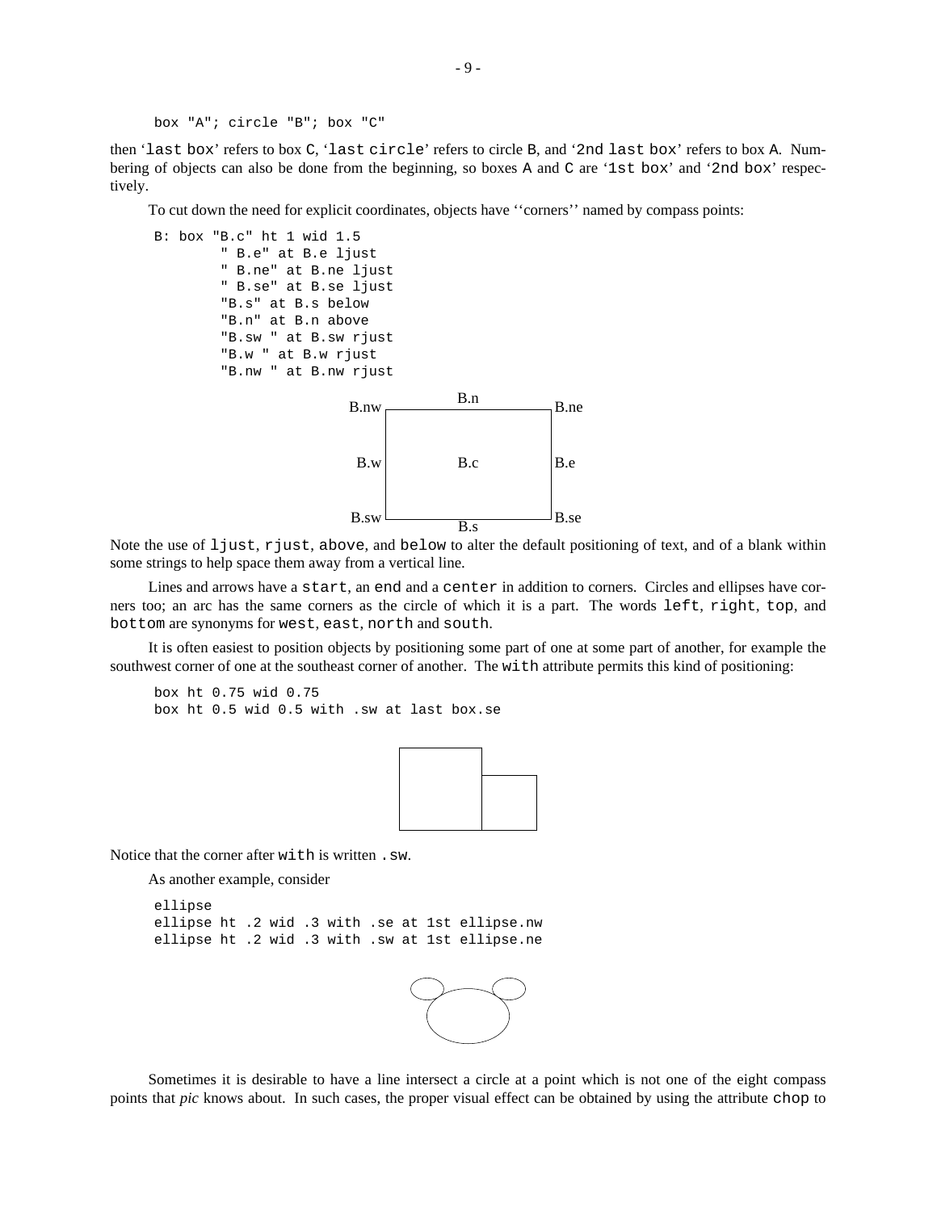```
box "A"; circle "B"; box "C"
```

then '`last box`' refers to box `C`, '`last circle`' refers to circle `B`, and '`2nd last box`' refers to box `A`. Numbering of objects can also be done from the beginning, so boxes `A` and `C` are '`1st box`' and '`2nd box`' respectively.

To cut down the need for explicit coordinates, objects have ''corners'' named by compass points:

```
B: box "B.c" ht 1 wid 1.5
        " B.e" at B.e ljust
        " B.ne" at B.ne ljust
        " B.se" at B.se ljust
        "B.s" at B.s below
        "B.n" at B.n above
        "B.sw " at B.sw rjust
        "B.w " at B.w rjust
        "B.nw " at B.nw rjust
```

Note the use of `ljust`, `rjust`, `above`, and `below` to alter the default positioning of text, and of a blank within some strings to help space them away from a vertical line.

Lines and arrows have a `start`, an `end` and a `center` in addition to corners. Circles and ellipses have corners too; an arc has the same corners as the circle of which it is a part. The words `left`, `right`, `top`, and `bottom` are synonyms for `west`, `east`, `north` and `south`.

It is often easiest to position objects by positioning some part of one at some part of another, for example the southwest corner of one at the southeast corner of another. The `with` attribute permits this kind of positioning:

```
box ht 0.75 wid 0.75
box ht 0.5 wid 0.5 with .sw at last box.se
```

Notice that the corner after `with` is written `.sw`.

As another example, consider

```
ellipse
ellipse ht .2 wid .3 with .se at 1st ellipse.nw
ellipse ht .2 wid .3 with .sw at 1st ellipse.ne
```

Sometimes it is desirable to have a line intersect a circle at a point which is not one of the eight compass points that *pic* knows about. In such cases, the proper visual effect can be obtained by using the attribute `chop` to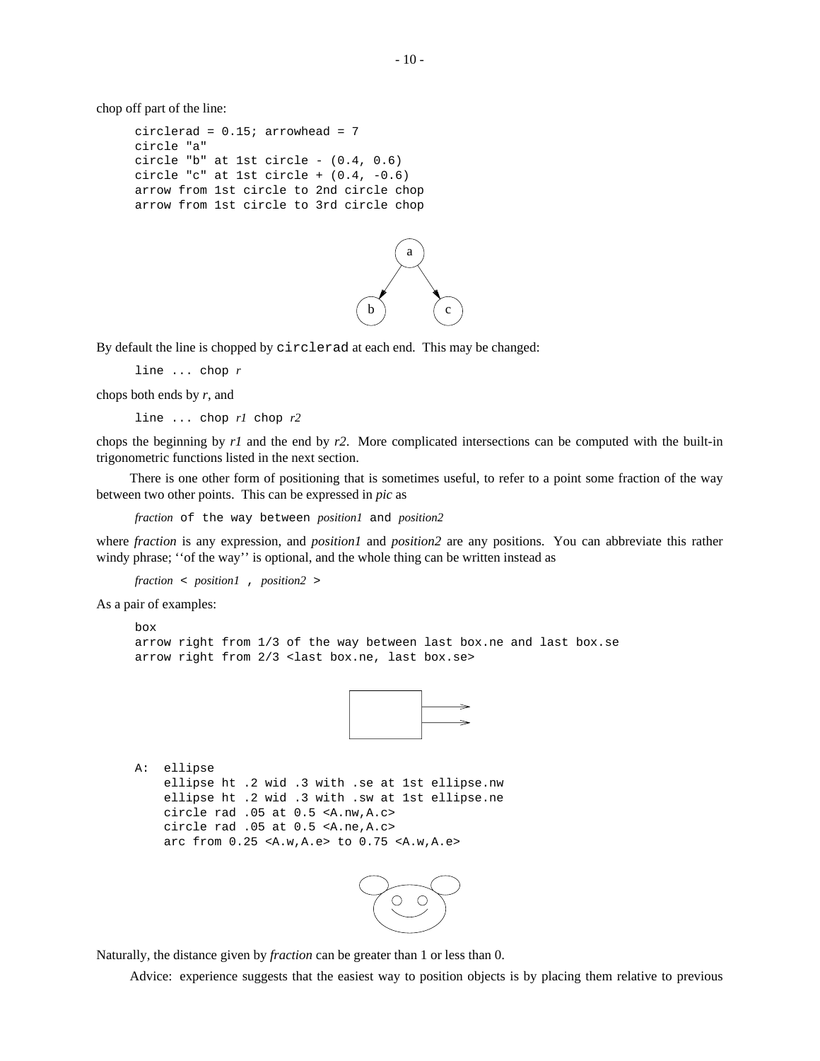chop off part of the line:

```
circlerad = 0.15; arrowhead = 7
circle "a"
circle "b" at 1st circle - (0.4, 0.6)
circle "c" at 1st circle + (0.4, -0.6)
arrow from 1st circle to 2nd circle chop
arrow from 1st circle to 3rd circle chop
```

By default the line is chopped by `circlerad` at each end. This may be changed:

```
line ... chop r
```

chops both ends by *r*, and

```
line ... chop r1 chop r2
```

chops the beginning by *r1* and the end by *r2*. More complicated intersections can be computed with the built-in trigonometric functions listed in the next section.

There is one other form of positioning that is sometimes useful, to refer to a point some fraction of the way between two other points. This can be expressed in *pic* as

```
fraction of the way between position1 and position2
```

where *fraction* is any expression, and *position1* and *position2* are any positions. You can abbreviate this rather windy phrase; ''of the way'' is optional, and the whole thing can be written instead as

```
fraction < position1 , position2 >
```

As a pair of examples:

```
box
arrow right from 1/3 of the way between last box.ne and last box.se
arrow right from 2/3 <last box.ne, last box.se>
```

```
A:  ellipse
    ellipse ht .2 wid .3 with .se at 1st ellipse.nw
    ellipse ht .2 wid .3 with .sw at 1st ellipse.ne
    circle rad .05 at 0.5 <A.nw,A.c>
    circle rad .05 at 0.5 <A.ne,A.c>
    arc from 0.25 <A.w,A.e> to 0.75 <A.w,A.e>
```

Naturally, the distance given by *fraction* can be greater than 1 or less than 0.

Advice: experience suggests that the easiest way to position objects is by placing them relative to previous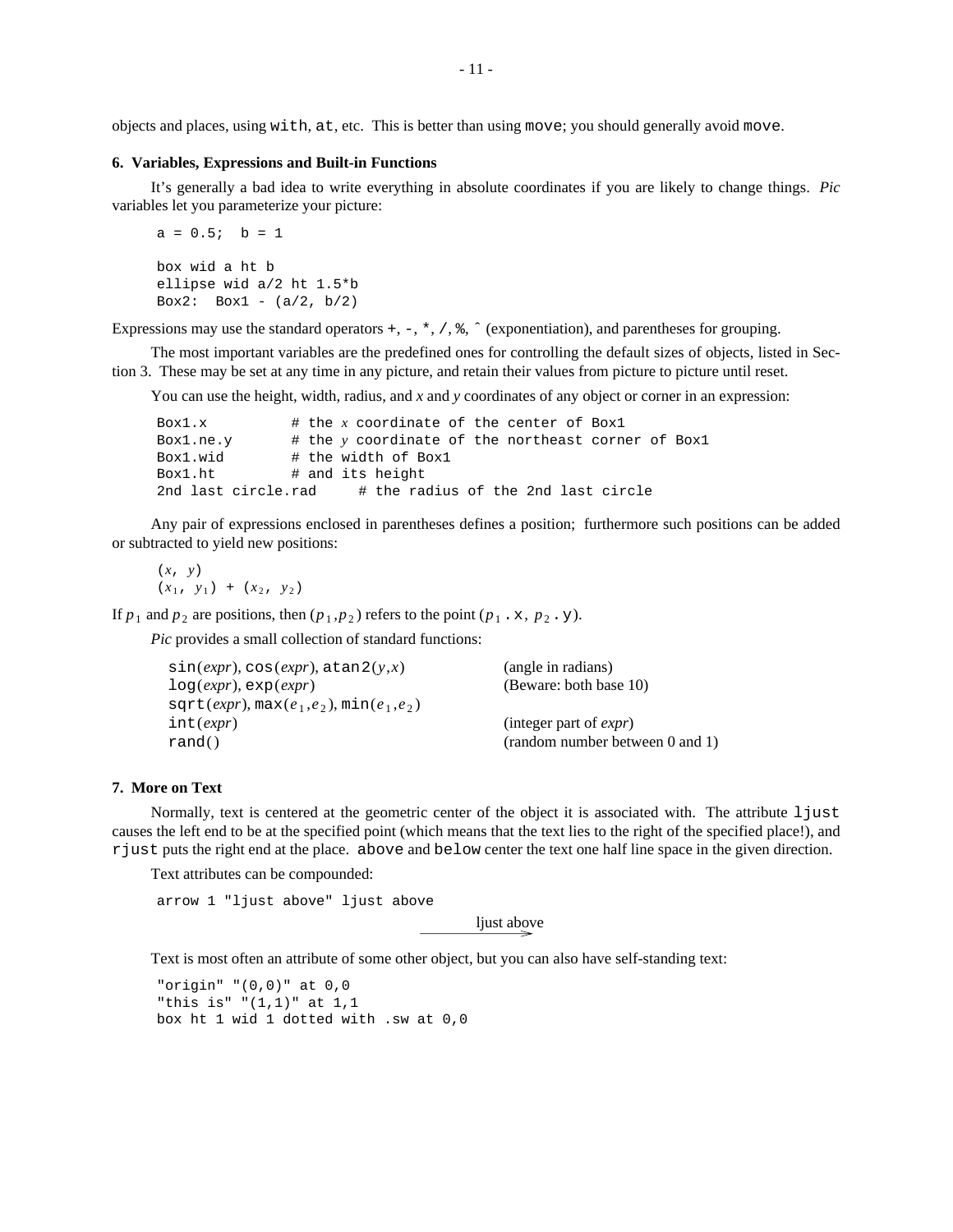objects and places, using `with`, `at`, etc. This is better than using `move`; you should generally avoid `move`.

**6. Variables, Expressions and Built-in Functions**

It's generally a bad idea to write everything in absolute coordinates if you are likely to change things. *Pic* variables let you parameterize your picture:

```
a = 0.5;  b = 1

box wid a ht b
ellipse wid a/2 ht 1.5*b
Box2:  Box1 - (a/2, b/2)
```

Expressions may use the standard operators `+`, `-`, `*`, `/`, `%`, `^` (exponentiation), and parentheses for grouping.

The most important variables are the predefined ones for controlling the default sizes of objects, listed in Section 3. These may be set at any time in any picture, and retain their values from picture to picture until reset.

You can use the height, width, radius, and *x* and *y* coordinates of any object or corner in an expression:

```
Box1.x          # the x coordinate of the center of Box1
Box1.ne.y       # the y coordinate of the northeast corner of Box1
Box1.wid        # the width of Box1
Box1.ht         # and its height
2nd last circle.rad     # the radius of the 2nd last circle
```

Any pair of expressions enclosed in parentheses defines a position; furthermore such positions can be added or subtracted to yield new positions:

$(x,\ y)$
$(x_1,\ y_1)\ +\ (x_2,\ y_2)$

If $p_1$ and $p_2$ are positions, then $(p_1, p_2)$ refers to the point $(p_1.\mathtt{x},\ p_2.\mathtt{y})$.

*Pic* provides a small collection of standard functions:

| | |
|---|---|
| `sin`(*expr*), `cos`(*expr*), `atan2`(*y*,*x*) | (angle in radians) |
| `log`(*expr*), `exp`(*expr*) | (Beware: both base 10) |
| `sqrt`(*expr*), `max`($e_1$,$e_2$), `min`($e_1$,$e_2$) | |
| `int`(*expr*) | (integer part of *expr*) |
| `rand`() | (random number between 0 and 1) |

**7. More on Text**

Normally, text is centered at the geometric center of the object it is associated with. The attribute `ljust` causes the left end to be at the specified point (which means that the text lies to the right of the specified place!), and `rjust` puts the right end at the place. `above` and `below` center the text one half line space in the given direction.

Text attributes can be compounded:

```
arrow 1 "ljust above" ljust above
```

ljust above

Text is most often an attribute of some other object, but you can also have self-standing text:

```
"origin" "(0,0)" at 0,0
"this is" "(1,1)" at 1,1
box ht 1 wid 1 dotted with .sw at 0,0
```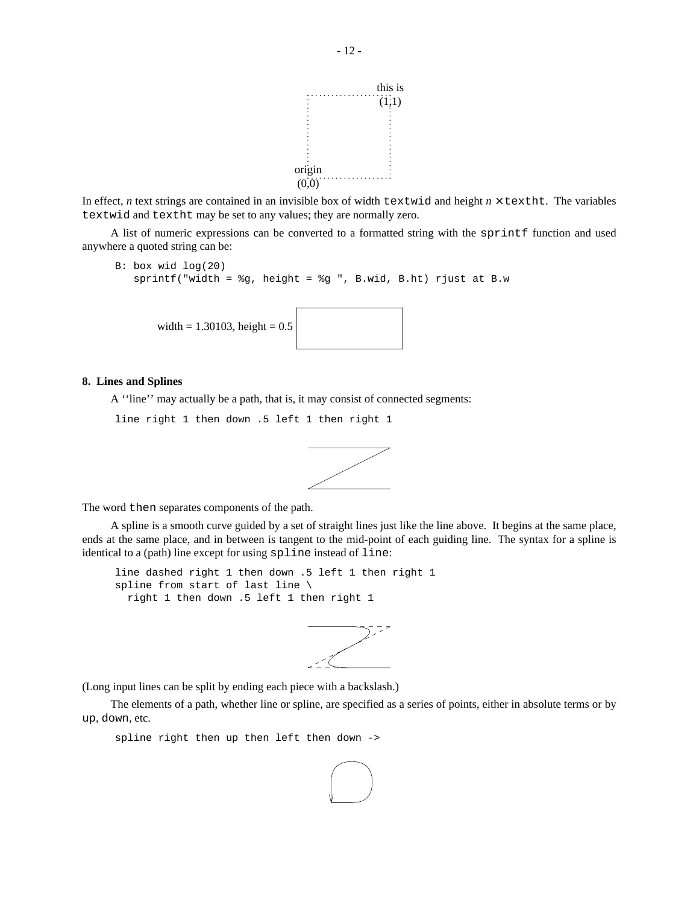In effect, *n* text strings are contained in an invisible box of width `textwid` and height $n \times$ `textht`. The variables `textwid` and `textht` may be set to any values; they are normally zero.

A list of numeric expressions can be converted to a formatted string with the `sprintf` function and used anywhere a quoted string can be:

```
B: box wid log(20)
   sprintf("width = %g, height = %g ", B.wid, B.ht) rjust at B.w
```

## 8. Lines and Splines

A ''line'' may actually be a path, that is, it may consist of connected segments:

```
line right 1 then down .5 left 1 then right 1
```

The word `then` separates components of the path.

A spline is a smooth curve guided by a set of straight lines just like the line above. It begins at the same place, ends at the same place, and in between is tangent to the mid-point of each guiding line. The syntax for a spline is identical to a (path) line except for using `spline` instead of `line`:

```
line dashed right 1 then down .5 left 1 then right 1
spline from start of last line \
  right 1 then down .5 left 1 then right 1
```

(Long input lines can be split by ending each piece with a backslash.)

The elements of a path, whether line or spline, are specified as a series of points, either in absolute terms or by `up`, `down`, etc.

```
spline right then up then left then down ->
```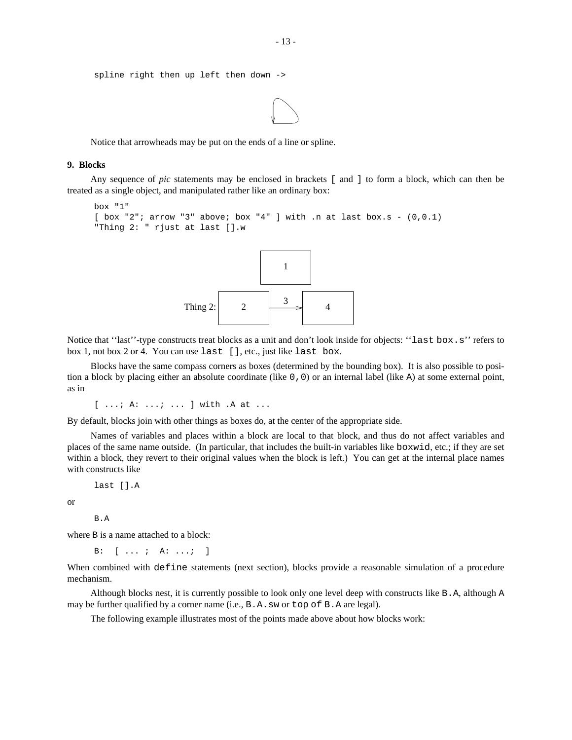```
spline right then up left then down ->
```

Notice that arrowheads may be put on the ends of a line or spline.

### 9. Blocks

Any sequence of *pic* statements may be enclosed in brackets `[` and `]` to form a block, which can then be treated as a single object, and manipulated rather like an ordinary box:

```
box "1"
[ box "2"; arrow "3" above; box "4" ] with .n at last box.s - (0,0.1)
"Thing 2: " rjust at last [].w
```

Notice that ''last''-type constructs treat blocks as a unit and don't look inside for objects: ''`last box.s`'' refers to box 1, not box 2 or 4. You can use `last []`, etc., just like `last box`.

Blocks have the same compass corners as boxes (determined by the bounding box). It is also possible to position a block by placing either an absolute coordinate (like `0,0`) or an internal label (like `A`) at some external point, as in

```
[ ...; A: ...; ... ] with .A at ...
```

By default, blocks join with other things as boxes do, at the center of the appropriate side.

Names of variables and places within a block are local to that block, and thus do not affect variables and places of the same name outside. (In particular, that includes the built-in variables like `boxwid`, etc.; if they are set within a block, they revert to their original values when the block is left.) You can get at the internal place names with constructs like

```
last [].A
```

or

```
B.A
```

where `B` is a name attached to a block:

```
B:  [ ... ;  A: ...;  ]
```

When combined with `define` statements (next section), blocks provide a reasonable simulation of a procedure mechanism.

Although blocks nest, it is currently possible to look only one level deep with constructs like `B.A`, although `A` may be further qualified by a corner name (i.e., `B.A.sw` or `top of B.A` are legal).

The following example illustrates most of the points made above about how blocks work: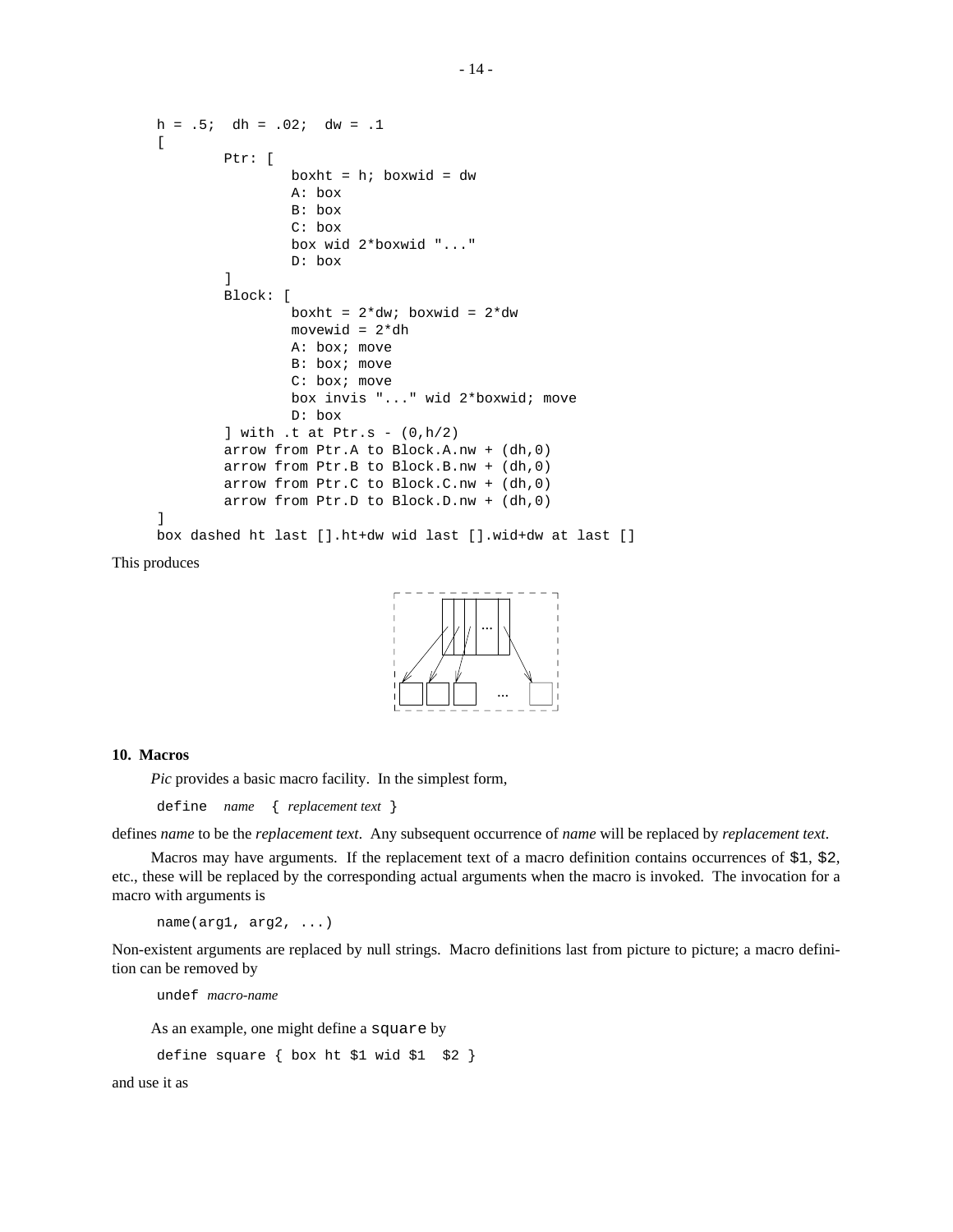```
h = .5;  dh = .02;  dw = .1
[
        Ptr: [
                boxht = h; boxwid = dw
                A: box
                B: box
                C: box
                box wid 2*boxwid "..."
                D: box
        ]
        Block: [
                boxht = 2*dw; boxwid = 2*dw
                movewid = 2*dh
                A: box; move
                B: box; move
                C: box; move
                box invis "..." wid 2*boxwid; move
                D: box
        ] with .t at Ptr.s - (0,h/2)
        arrow from Ptr.A to Block.A.nw + (dh,0)
        arrow from Ptr.B to Block.B.nw + (dh,0)
        arrow from Ptr.C to Block.C.nw + (dh,0)
        arrow from Ptr.D to Block.D.nw + (dh,0)
]
box dashed ht last [].ht+dw wid last [].wid+dw at last []
```

This produces

## 10. Macros

*Pic* provides a basic macro facility. In the simplest form,

define *name* { *replacement text* }

defines *name* to be the *replacement text*. Any subsequent occurrence of *name* will be replaced by *replacement text*.

Macros may have arguments. If the replacement text of a macro definition contains occurrences of `$1`, `$2`, etc., these will be replaced by the corresponding actual arguments when the macro is invoked. The invocation for a macro with arguments is

```
name(arg1, arg2, ...)
```

Non-existent arguments are replaced by null strings. Macro definitions last from picture to picture; a macro definition can be removed by

undef *macro-name*

As an example, one might define a `square` by

```
define square { box ht $1 wid $1  $2 }
```

and use it as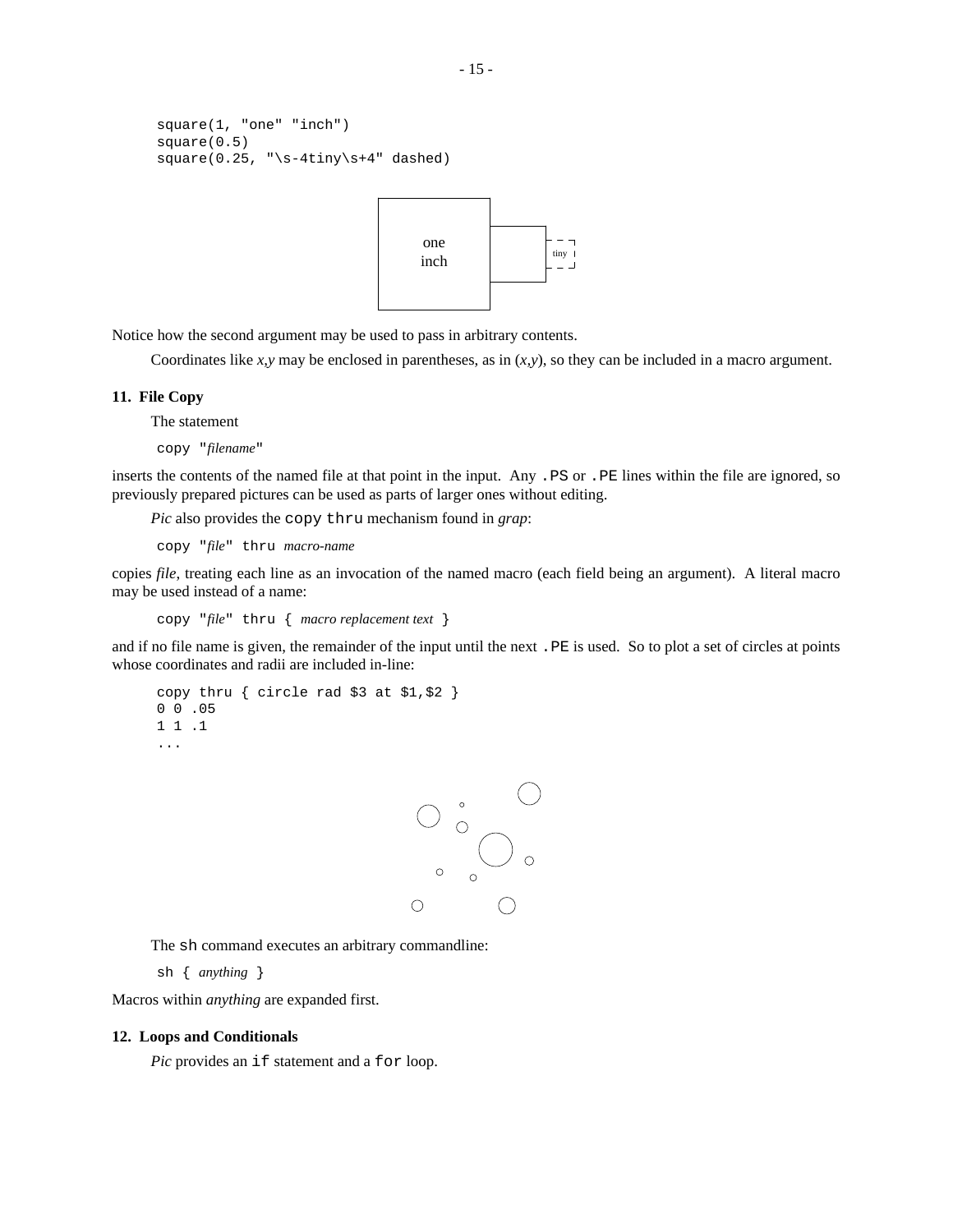```
square(1, "one" "inch")
square(0.5)
square(0.25, "\s-4tiny\s+4" dashed)
```

Notice how the second argument may be used to pass in arbitrary contents.

Coordinates like *x,y* may be enclosed in parentheses, as in (*x,y*), so they can be included in a macro argument.

## 11. File Copy

The statement

```
copy "filename"
```

inserts the contents of the named file at that point in the input. Any `.PS` or `.PE` lines within the file are ignored, so previously prepared pictures can be used as parts of larger ones without editing.

*Pic* also provides the `copy thru` mechanism found in *grap*:

```
copy "file" thru macro-name
```

copies *file,* treating each line as an invocation of the named macro (each field being an argument). A literal macro may be used instead of a name:

```
copy "file" thru { macro replacement text }
```

and if no file name is given, the remainder of the input until the next `.PE` is used. So to plot a set of circles at points whose coordinates and radii are included in-line:

```
copy thru { circle rad $3 at $1,$2 }
0 0 .05
1 1 .1
...
```

The `sh` command executes an arbitrary commandline:

```
sh { anything }
```

Macros within *anything* are expanded first.

## 12. Loops and Conditionals

*Pic* provides an `if` statement and a `for` loop.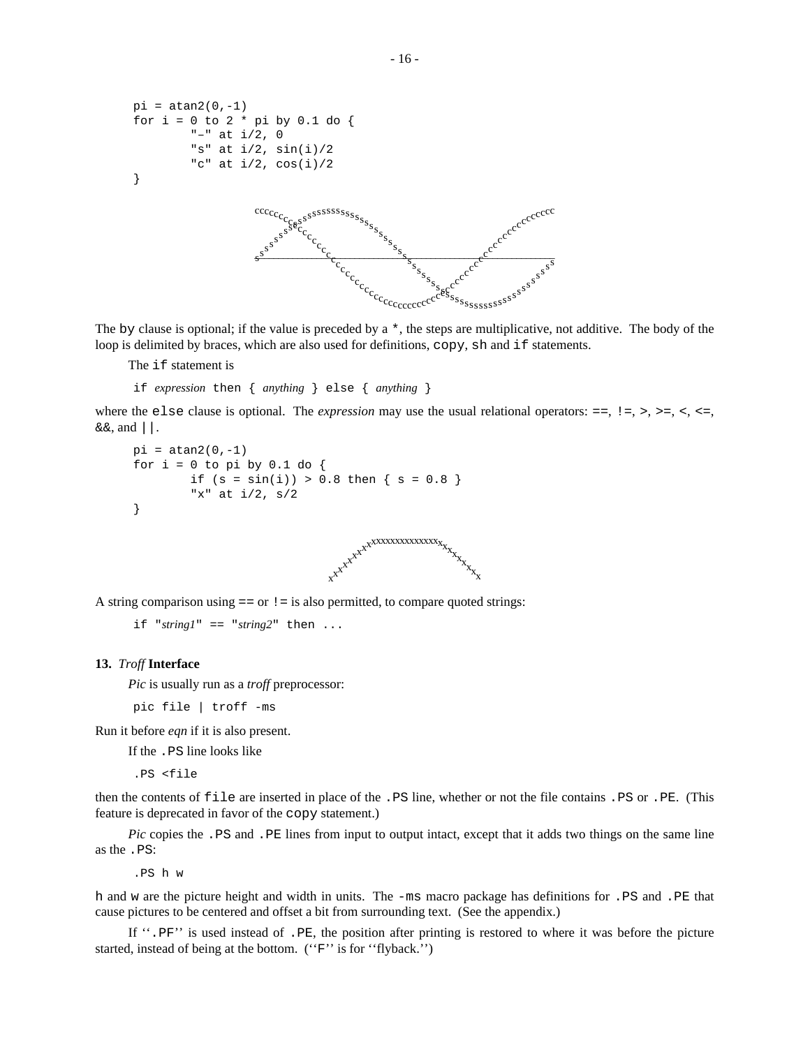```
pi = atan2(0,-1)
for i = 0 to 2 * pi by 0.1 do {
        "-" at i/2, 0
        "s" at i/2, sin(i)/2
        "c" at i/2, cos(i)/2
}
```

The `by` clause is optional; if the value is preceded by a `*`, the steps are multiplicative, not additive. The body of the loop is delimited by braces, which are also used for definitions, `copy`, `sh` and `if` statements.

The `if` statement is

`if` *expression* `then {` *anything* `} else {` *anything* `}`

where the `else` clause is optional. The *expression* may use the usual relational operators: `==`, `!=`, `>`, `>=`, `<`, `<=`, `&&`, and `||`.

```
pi = atan2(0,-1)
for i = 0 to pi by 0.1 do {
        if (s = sin(i)) > 0.8 then { s = 0.8 }
        "x" at i/2, s/2
}
```

A string comparison using `==` or `!=` is also permitted, to compare quoted strings:

`if "`*string1*`" == "`*string2*`" then ...`

### 13. *Troff* Interface

*Pic* is usually run as a *troff* preprocessor:

```
pic file | troff -ms
```

Run it before *eqn* if it is also present.

If the `.PS` line looks like

```
.PS <file
```

then the contents of `file` are inserted in place of the `.PS` line, whether or not the file contains `.PS` or `.PE`. (This feature is deprecated in favor of the `copy` statement.)

*Pic* copies the `.PS` and `.PE` lines from input to output intact, except that it adds two things on the same line as the `.PS`:

```
.PS h w
```

`h` and `w` are the picture height and width in units. The `-ms` macro package has definitions for `.PS` and `.PE` that cause pictures to be centered and offset a bit from surrounding text. (See the appendix.)

If ‘‘`.PF`’’ is used instead of `.PE`, the position after printing is restored to where it was before the picture started, instead of being at the bottom. (‘‘`F`’’ is for ‘‘flyback.’’)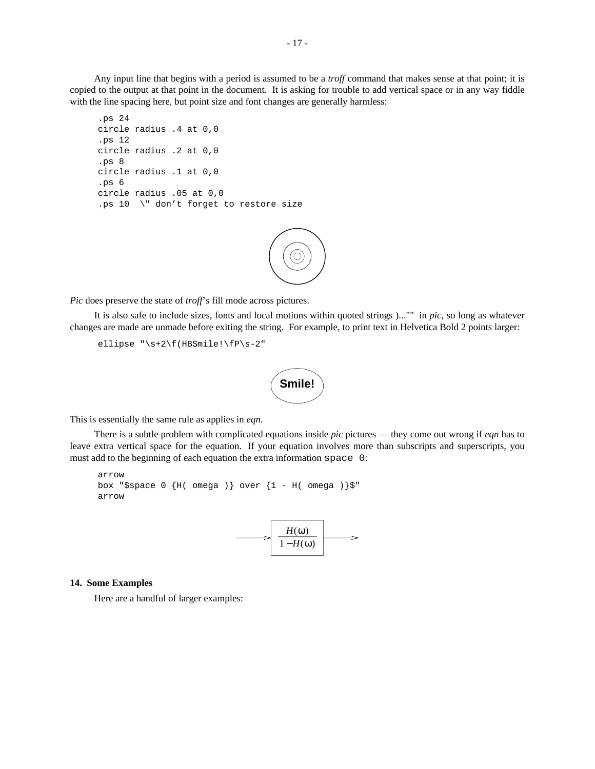Any input line that begins with a period is assumed to be a *troff* command that makes sense at that point; it is copied to the output at that point in the document. It is asking for trouble to add vertical space or in any way fiddle with the line spacing here, but point size and font changes are generally harmless:

```
.ps 24
circle radius .4 at 0,0
.ps 12
circle radius .2 at 0,0
.ps 8
circle radius .1 at 0,0
.ps 6
circle radius .05 at 0,0
.ps 10  \" don’t forget to restore size
```

*Pic* does preserve the state of *troff*'s fill mode across pictures.

It is also safe to include sizes, fonts and local motions within quoted strings )...""  in *pic*, so long as whatever changes are made are unmade before exiting the string. For example, to print text in Helvetica Bold 2 points larger:

```
ellipse "\s+2\f(HBSmile!\fP\s-2"
```

This is essentially the same rule as applies in *eqn*.

There is a subtle problem with complicated equations inside *pic* pictures — they come out wrong if *eqn* has to leave extra vertical space for the equation. If your equation involves more than subscripts and superscripts, you must add to the beginning of each equation the extra information `space 0`:

```
arrow
box "$space 0 {H( omega )} over {1 - H( omega )}$"
arrow
```

## 14. Some Examples

Here are a handful of larger examples: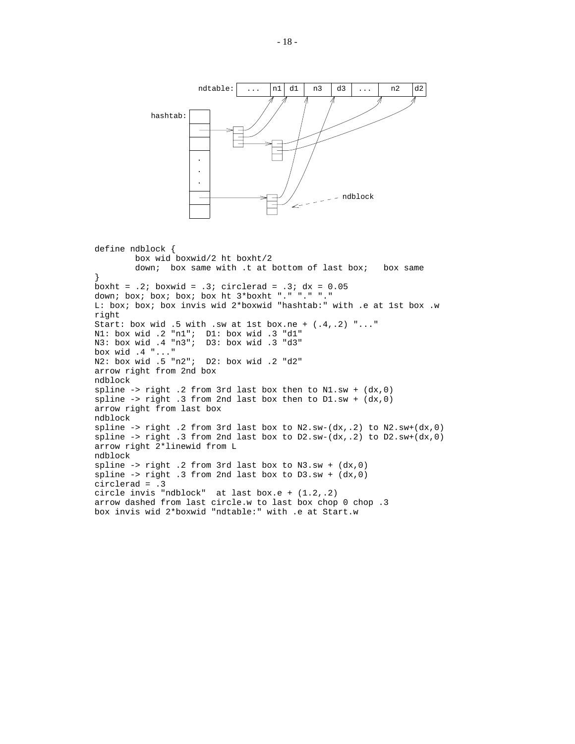```
define ndblock {
        box wid boxwid/2 ht boxht/2
        down;  box same with .t at bottom of last box;   box same
}
boxht = .2; boxwid = .3; circlerad = .3; dx = 0.05
down; box; box; box; box ht 3*boxht "." "." "."
L: box; box; box invis wid 2*boxwid "hashtab:" with .e at 1st box .w
right
Start: box wid .5 with .sw at 1st box.ne + (.4,.2) "..."
N1: box wid .2 "n1";  D1: box wid .3 "d1"
N3: box wid .4 "n3";  D3: box wid .3 "d3"
box wid .4 "..."
N2: box wid .5 "n2";  D2: box wid .2 "d2"
arrow right from 2nd box
ndblock
spline -> right .2 from 3rd last box then to N1.sw + (dx,0)
spline -> right .3 from 2nd last box then to D1.sw + (dx,0)
arrow right from last box
ndblock
spline -> right .2 from 3rd last box to N2.sw-(dx,.2) to N2.sw+(dx,0)
spline -> right .3 from 2nd last box to D2.sw-(dx,.2) to D2.sw+(dx,0)
arrow right 2*linewid from L
ndblock
spline -> right .2 from 3rd last box to N3.sw + (dx,0)
spline -> right .3 from 2nd last box to D3.sw + (dx,0)
circlerad = .3
circle invis "ndblock"  at last box.e + (1.2,.2)
arrow dashed from last circle.w to last box chop 0 chop .3
box invis wid 2*boxwid "ndtable:" with .e at Start.w
```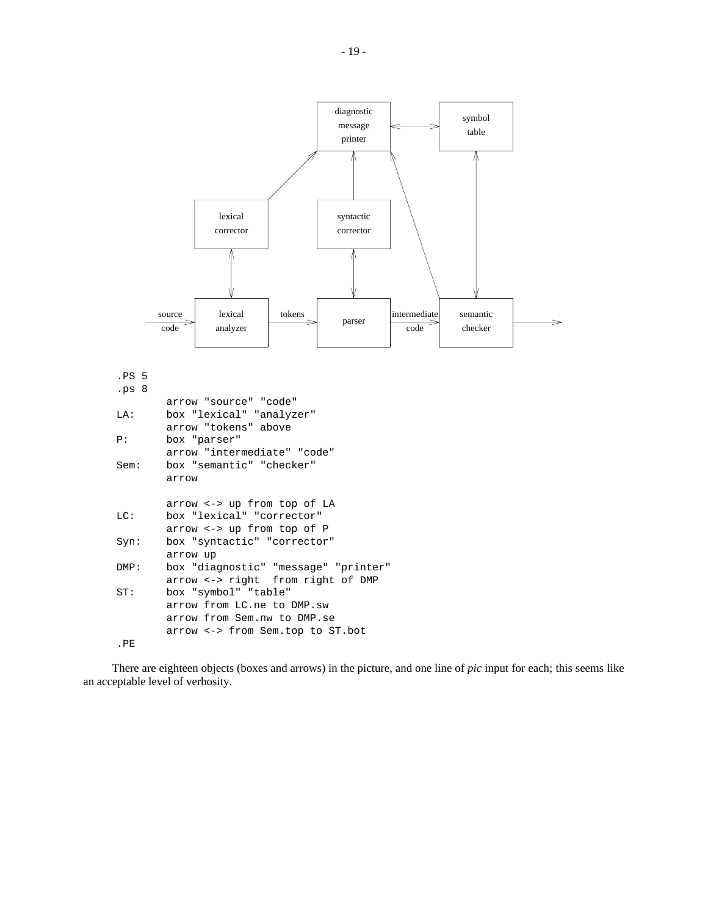```
.PS 5
.ps 8
        arrow "source" "code"
LA:     box "lexical" "analyzer"
        arrow "tokens" above
P:      box "parser"
        arrow "intermediate" "code"
Sem:    box "semantic" "checker"
        arrow

        arrow <-> up from top of LA
LC:     box "lexical" "corrector"
        arrow <-> up from top of P
Syn:    box "syntactic" "corrector"
        arrow up
DMP:    box "diagnostic" "message" "printer"
        arrow <-> right  from right of DMP
ST:     box "symbol" "table"
        arrow from LC.ne to DMP.sw
        arrow from Sem.nw to DMP.se
        arrow <-> from Sem.top to ST.bot
.PE
```

There are eighteen objects (boxes and arrows) in the picture, and one line of *pic* input for each; this seems like an acceptable level of verbosity.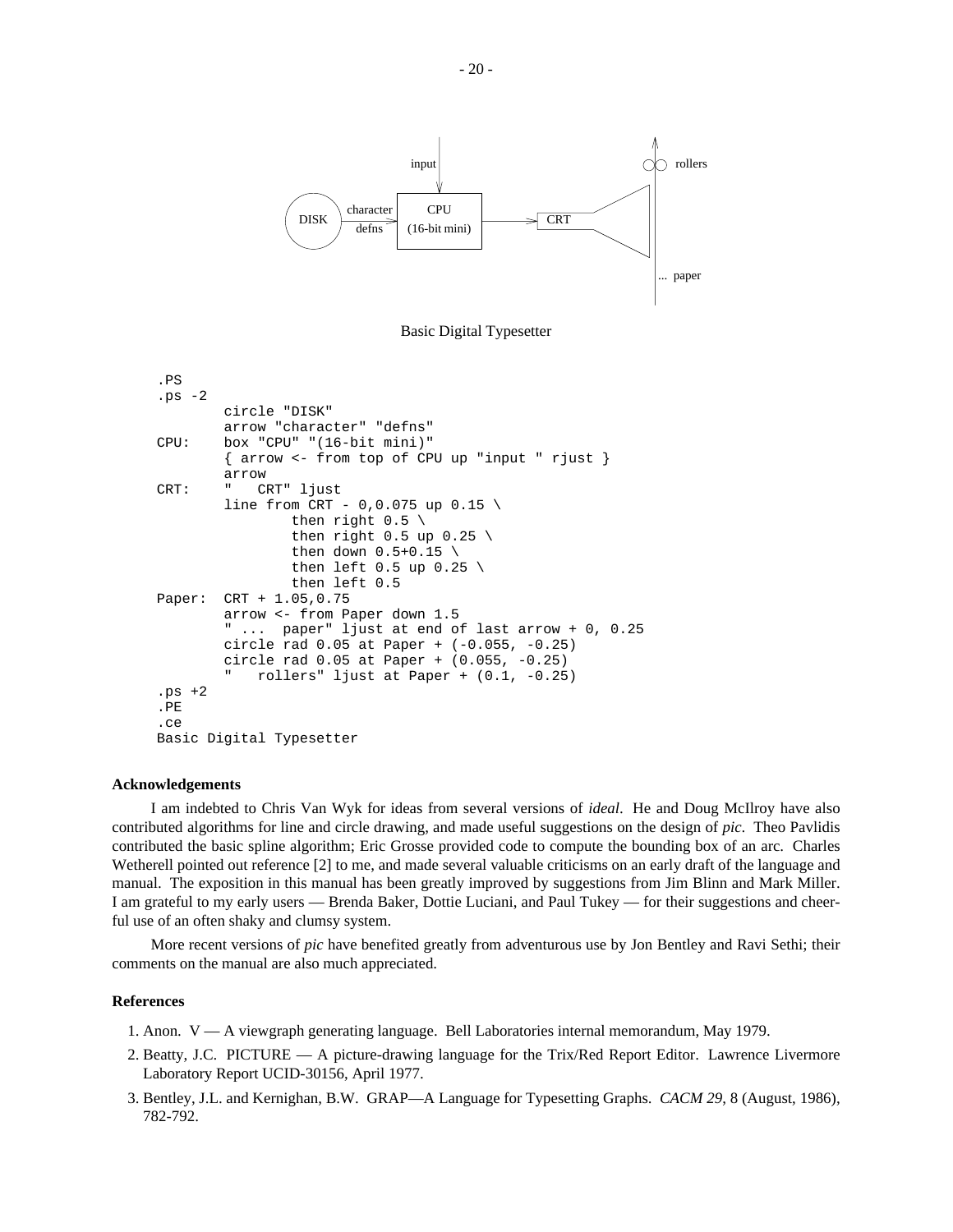Basic Digital Typesetter

```
.PS
.ps -2
        circle "DISK"
        arrow "character" "defns"
CPU:    box "CPU" "(16-bit mini)"
        { arrow <- from top of CPU up "input " rjust }
        arrow
CRT:    "   CRT" ljust
        line from CRT - 0,0.075 up 0.15 \
                then right 0.5 \
                then right 0.5 up 0.25 \
                then down 0.5+0.15 \
                then left 0.5 up 0.25 \
                then left 0.5
Paper:  CRT + 1.05,0.75
        arrow <- from Paper down 1.5
        " ...  paper" ljust at end of last arrow + 0, 0.25
        circle rad 0.05 at Paper + (-0.055, -0.25)
        circle rad 0.05 at Paper + (0.055, -0.25)
        "   rollers" ljust at Paper + (0.1, -0.25)
.ps +2
.PE
.ce
Basic Digital Typesetter
```

### Acknowledgements

I am indebted to Chris Van Wyk for ideas from several versions of *ideal*. He and Doug McIlroy have also contributed algorithms for line and circle drawing, and made useful suggestions on the design of *pic*. Theo Pavlidis contributed the basic spline algorithm; Eric Grosse provided code to compute the bounding box of an arc. Charles Wetherell pointed out reference [2] to me, and made several valuable criticisms on an early draft of the language and manual. The exposition in this manual has been greatly improved by suggestions from Jim Blinn and Mark Miller. I am grateful to my early users — Brenda Baker, Dottie Luciani, and Paul Tukey — for their suggestions and cheerful use of an often shaky and clumsy system.

More recent versions of *pic* have benefited greatly from adventurous use by Jon Bentley and Ravi Sethi; their comments on the manual are also much appreciated.

### References

1. Anon. V — A viewgraph generating language. Bell Laboratories internal memorandum, May 1979.
2. Beatty, J.C. PICTURE — A picture-drawing language for the Trix/Red Report Editor. Lawrence Livermore Laboratory Report UCID-30156, April 1977.
3. Bentley, J.L. and Kernighan, B.W. GRAP—A Language for Typesetting Graphs. *CACM 29*, 8 (August, 1986), 782-792.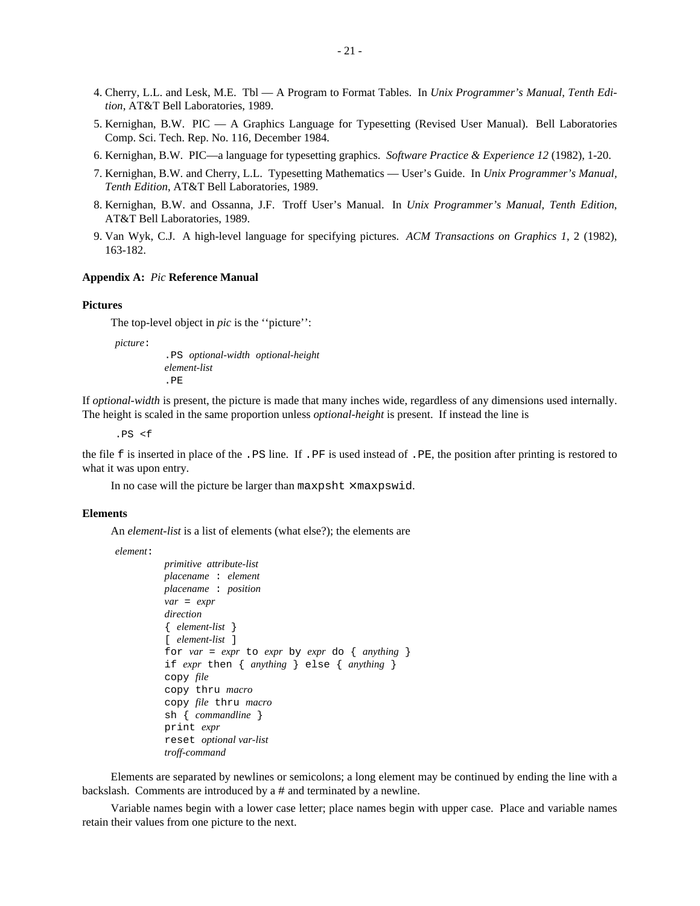4. Cherry, L.L. and Lesk, M.E. Tbl — A Program to Format Tables. In *Unix Programmer's Manual, Tenth Edition*, AT&T Bell Laboratories, 1989.
5. Kernighan, B.W. PIC — A Graphics Language for Typesetting (Revised User Manual). Bell Laboratories Comp. Sci. Tech. Rep. No. 116, December 1984.
6. Kernighan, B.W. PIC—a language for typesetting graphics. *Software Practice & Experience 12* (1982), 1-20.
7. Kernighan, B.W. and Cherry, L.L. Typesetting Mathematics — User's Guide. In *Unix Programmer's Manual, Tenth Edition*, AT&T Bell Laboratories, 1989.
8. Kernighan, B.W. and Ossanna, J.F. Troff User's Manual. In *Unix Programmer's Manual, Tenth Edition*, AT&T Bell Laboratories, 1989.
9. Van Wyk, C.J. A high-level language for specifying pictures. *ACM Transactions on Graphics 1*, 2 (1982), 163-182.

## Appendix A: *Pic* Reference Manual

### Pictures

The top-level object in *pic* is the ''picture'':

*picture*:
```
.PS optional-width optional-height
element-list
.PE
```

If *optional-width* is present, the picture is made that many inches wide, regardless of any dimensions used internally. The height is scaled in the same proportion unless *optional-height* is present. If instead the line is

```
.PS <f
```

the file `f` is inserted in place of the `.PS` line. If `.PF` is used instead of `.PE`, the position after printing is restored to what it was upon entry.

In no case will the picture be larger than `maxpsht` × `maxpswid`.

### Elements

An *element-list* is a list of elements (what else?); the elements are

*element*:
```
primitive attribute-list
placename : element
placename : position
var = expr
direction
{ element-list }
[ element-list ]
for var = expr to expr by expr do { anything }
if expr then { anything } else { anything }
copy file
copy thru macro
copy file thru macro
sh { commandline }
print expr
reset optional var-list
troff-command
```

Elements are separated by newlines or semicolons; a long element may be continued by ending the line with a backslash. Comments are introduced by a # and terminated by a newline.

Variable names begin with a lower case letter; place names begin with upper case. Place and variable names retain their values from one picture to the next.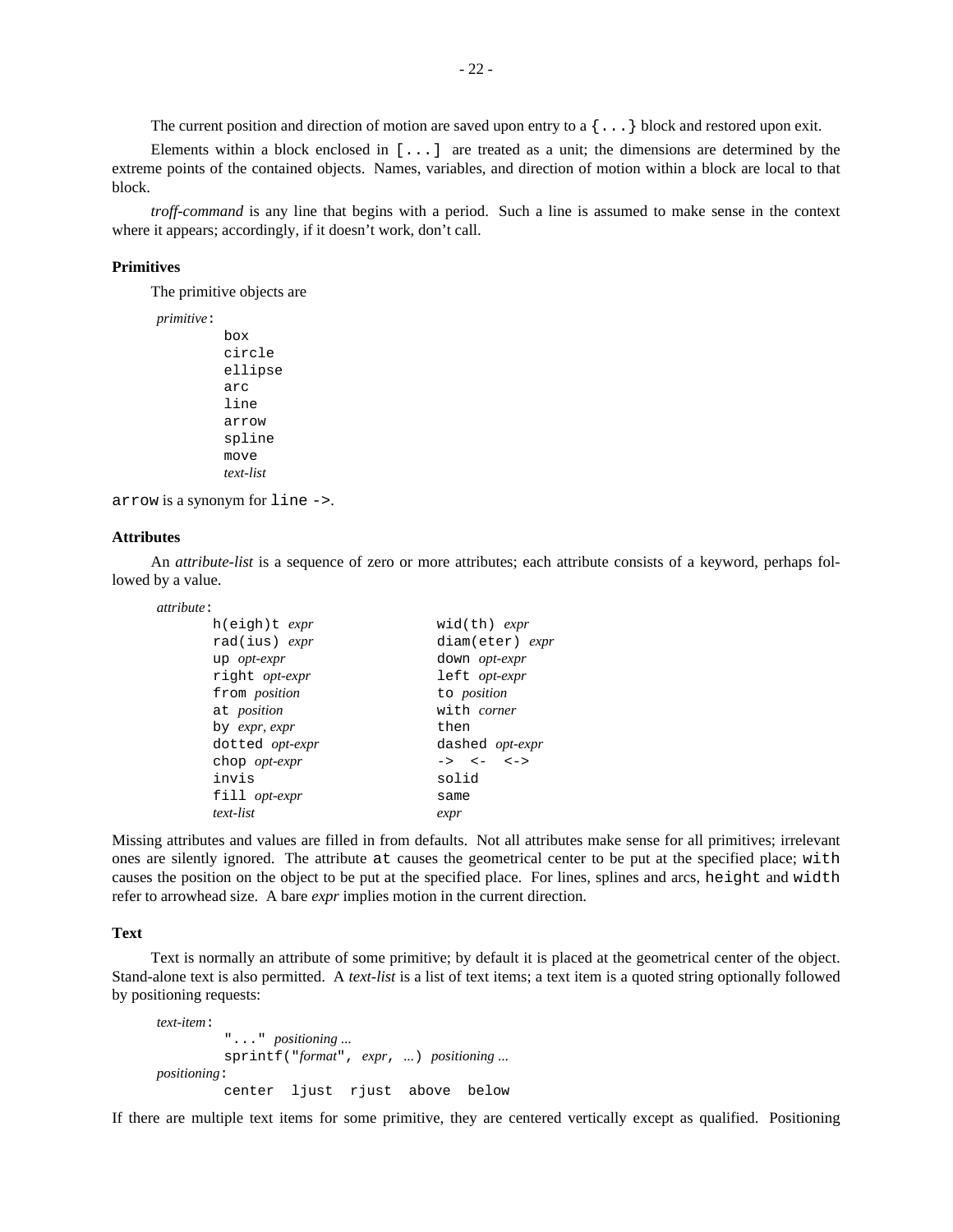The current position and direction of motion are saved upon entry to a `{...}` block and restored upon exit.

Elements within a block enclosed in `[...]` are treated as a unit; the dimensions are determined by the extreme points of the contained objects. Names, variables, and direction of motion within a block are local to that block.

*troff-command* is any line that begins with a period. Such a line is assumed to make sense in the context where it appears; accordingly, if it doesn't work, don't call.

### Primitives

The primitive objects are

```
primitive:
        box
        circle
        ellipse
        arc
        line
        arrow
        spline
        move
        text-list
```

`arrow` is a synonym for `line ->`.

### Attributes

An *attribute-list* is a sequence of zero or more attributes; each attribute consists of a keyword, perhaps followed by a value.

```
attribute:
        h(eigh)t expr              wid(th) expr
        rad(ius) expr              diam(eter) expr
        up opt-expr                down opt-expr
        right opt-expr             left opt-expr
        from position              to position
        at position                with corner
        by expr, expr              then
        dotted opt-expr            dashed opt-expr
        chop opt-expr              ->  <-  <->
        invis                      solid
        fill opt-expr              same
        text-list                  expr
```

Missing attributes and values are filled in from defaults. Not all attributes make sense for all primitives; irrelevant ones are silently ignored. The attribute `at` causes the geometrical center to be put at the specified place; `with` causes the position on the object to be put at the specified place. For lines, splines and arcs, `height` and `width` refer to arrowhead size. A bare *expr* implies motion in the current direction.

### Text

Text is normally an attribute of some primitive; by default it is placed at the geometrical center of the object. Stand-alone text is also permitted. A *text-list* is a list of text items; a text item is a quoted string optionally followed by positioning requests:

```
text-item:
        "..." positioning ...
        sprintf("format", expr, ...) positioning ...
positioning:
        center  ljust  rjust  above  below
```

If there are multiple text items for some primitive, they are centered vertically except as qualified. Positioning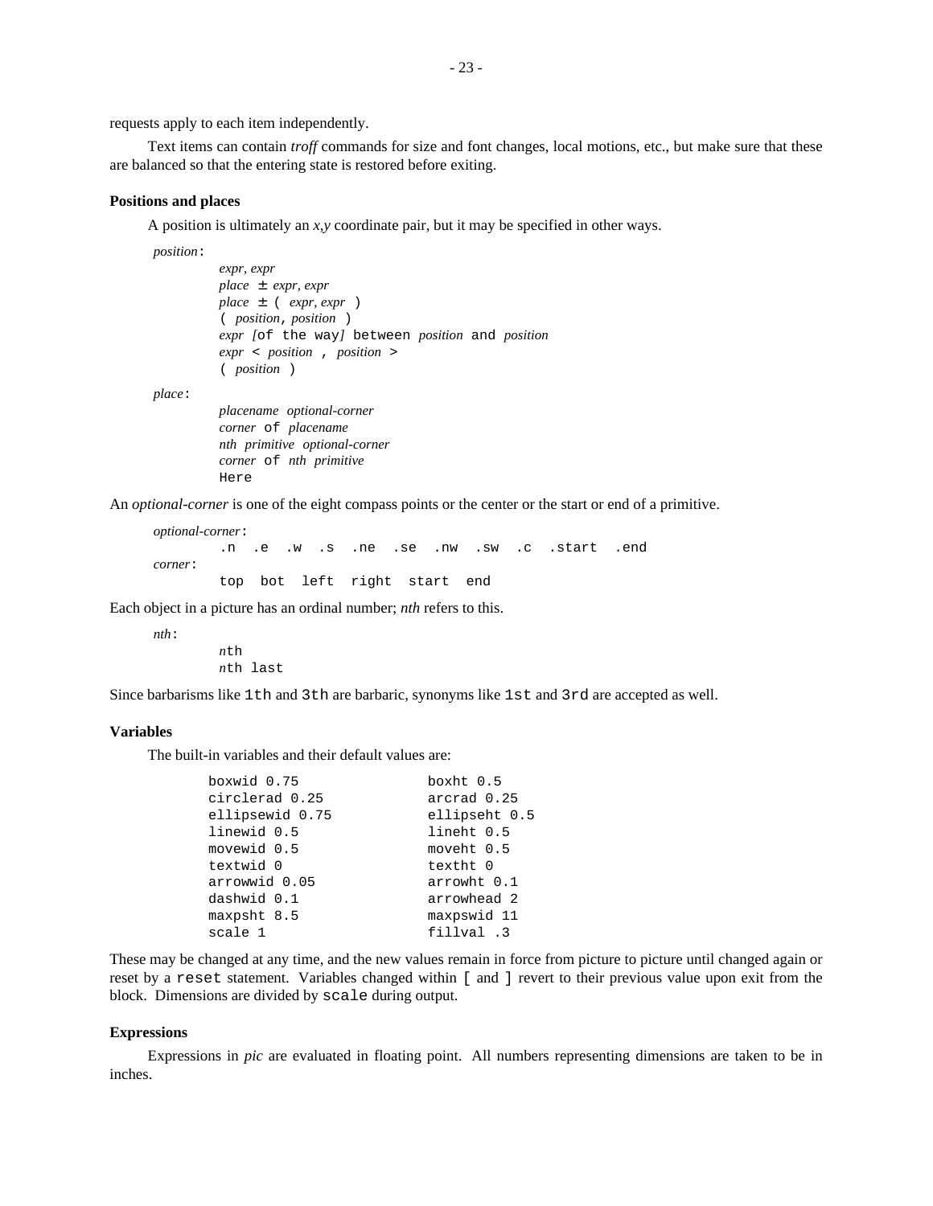requests apply to each item independently.

Text items can contain *troff* commands for size and font changes, local motions, etc., but make sure that these are balanced so that the entering state is restored before exiting.

**Positions and places**

A position is ultimately an *x*,*y* coordinate pair, but it may be specified in other ways.

*position*:
- *expr*, *expr*
- *place* ± *expr*, *expr*
- *place* ± `(` *expr*, *expr* `)`
- `(` *position*, *position* `)`
- *expr* [`of the way`] `between` *position* `and` *position*
- *expr* `<` *position* `,` *position* `>`
- `(` *position* `)`

*place*:
- *placename optional-corner*
- *corner* `of` *placename*
- *nth primitive optional-corner*
- *corner* `of` *nth primitive*
- `Here`

An *optional-corner* is one of the eight compass points or the center or the start or end of a primitive.

*optional-corner*:

```
.n  .e  .w  .s  .ne  .se  .nw  .sw  .c  .start  .end
```

*corner*:

```
top  bot  left  right  start  end
```

Each object in a picture has an ordinal number; *nth* refers to this.

*nth*:
- *n*`th`
- *n*`th last`

Since barbarisms like `1th` and `3th` are barbaric, synonyms like `1st` and `3rd` are accepted as well.

**Variables**

The built-in variables and their default values are:

```
boxwid 0.75             boxht 0.5
circlerad 0.25          arcrad 0.25
ellipsewid 0.75         ellipseht 0.5
linewid 0.5             lineht 0.5
movewid 0.5             moveht 0.5
textwid 0               textht 0
arrowwid 0.05           arrowht 0.1
dashwid 0.1             arrowhead 2
maxpsht 8.5             maxpswid 11
scale 1                 fillval .3
```

These may be changed at any time, and the new values remain in force from picture to picture until changed again or reset by a `reset` statement. Variables changed within `[` and `]` revert to their previous value upon exit from the block. Dimensions are divided by `scale` during output.

**Expressions**

Expressions in *pic* are evaluated in floating point. All numbers representing dimensions are taken to be in inches.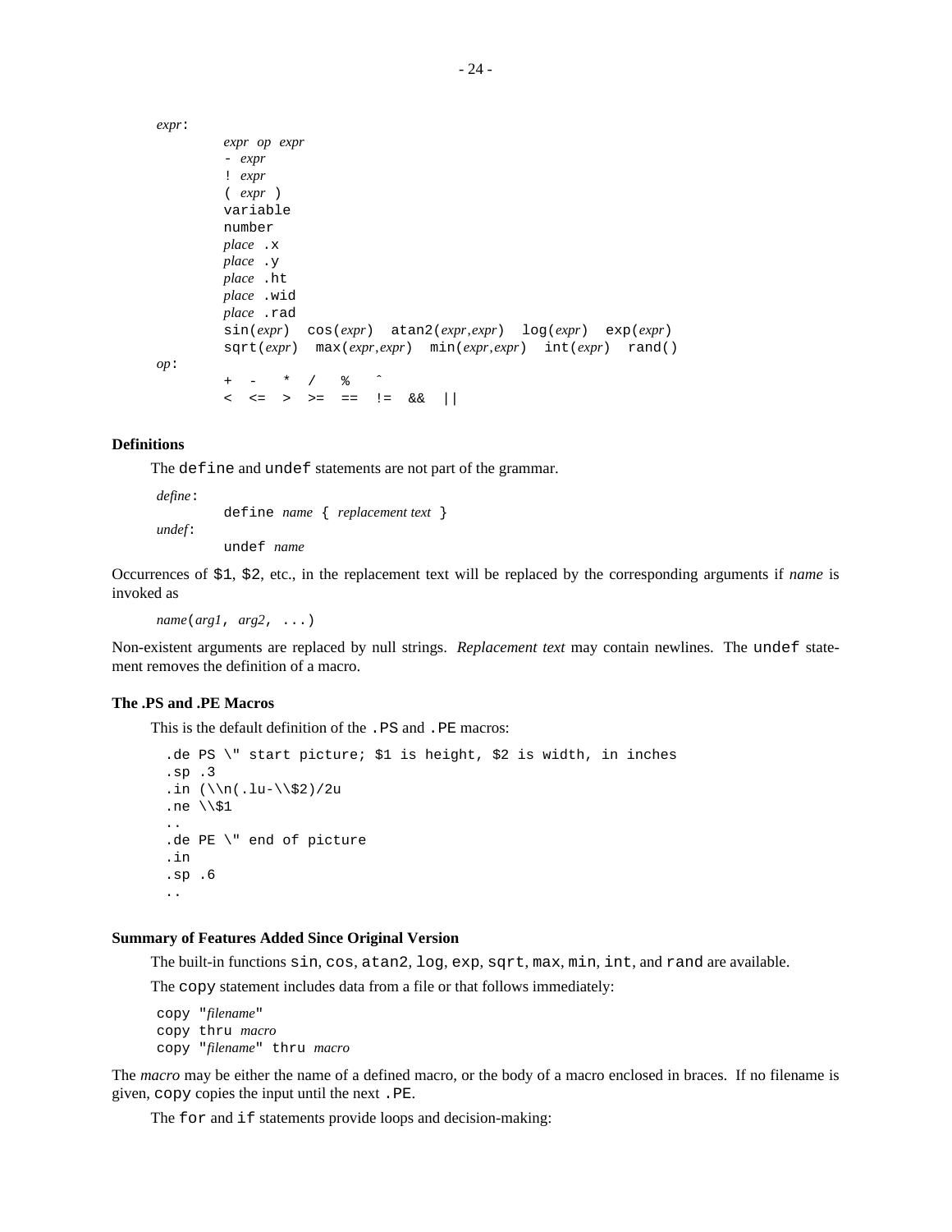*expr*:

```
        expr op expr
        - expr
        ! expr
        ( expr )
        variable
        number
        place .x
        place .y
        place .ht
        place .wid
        place .rad
        sin(expr)  cos(expr)  atan2(expr,expr)  log(expr)  exp(expr)
        sqrt(expr)  max(expr,expr)  min(expr,expr)  int(expr)  rand()
```

*op*:

```
        +  -   *  /   %   ^
        <  <=  >  >=  ==  !=  &&  ||
```

### Definitions

The `define` and `undef` statements are not part of the grammar.

*define*:

```
        define name { replacement text }
```

*undef*:

```
        undef name
```

Occurrences of `$1`, `$2`, etc., in the replacement text will be replaced by the corresponding arguments if *name* is invoked as

```
name(arg1, arg2, ...)
```

Non-existent arguments are replaced by null strings. *Replacement text* may contain newlines. The `undef` statement removes the definition of a macro.

### The .PS and .PE Macros

This is the default definition of the `.PS` and `.PE` macros:

```
.de PS \" start picture; $1 is height, $2 is width, in inches
.sp .3
.in (\\n(.lu-\\$2)/2u
.ne \\$1
..
.de PE \" end of picture
.in
.sp .6
..
```

### Summary of Features Added Since Original Version

The built-in functions `sin`, `cos`, `atan2`, `log`, `exp`, `sqrt`, `max`, `min`, `int`, and `rand` are available.

The `copy` statement includes data from a file or that follows immediately:

```
copy "filename"
copy thru macro
copy "filename" thru macro
```

The *macro* may be either the name of a defined macro, or the body of a macro enclosed in braces. If no filename is given, `copy` copies the input until the next `.PE`.

The `for` and `if` statements provide loops and decision-making: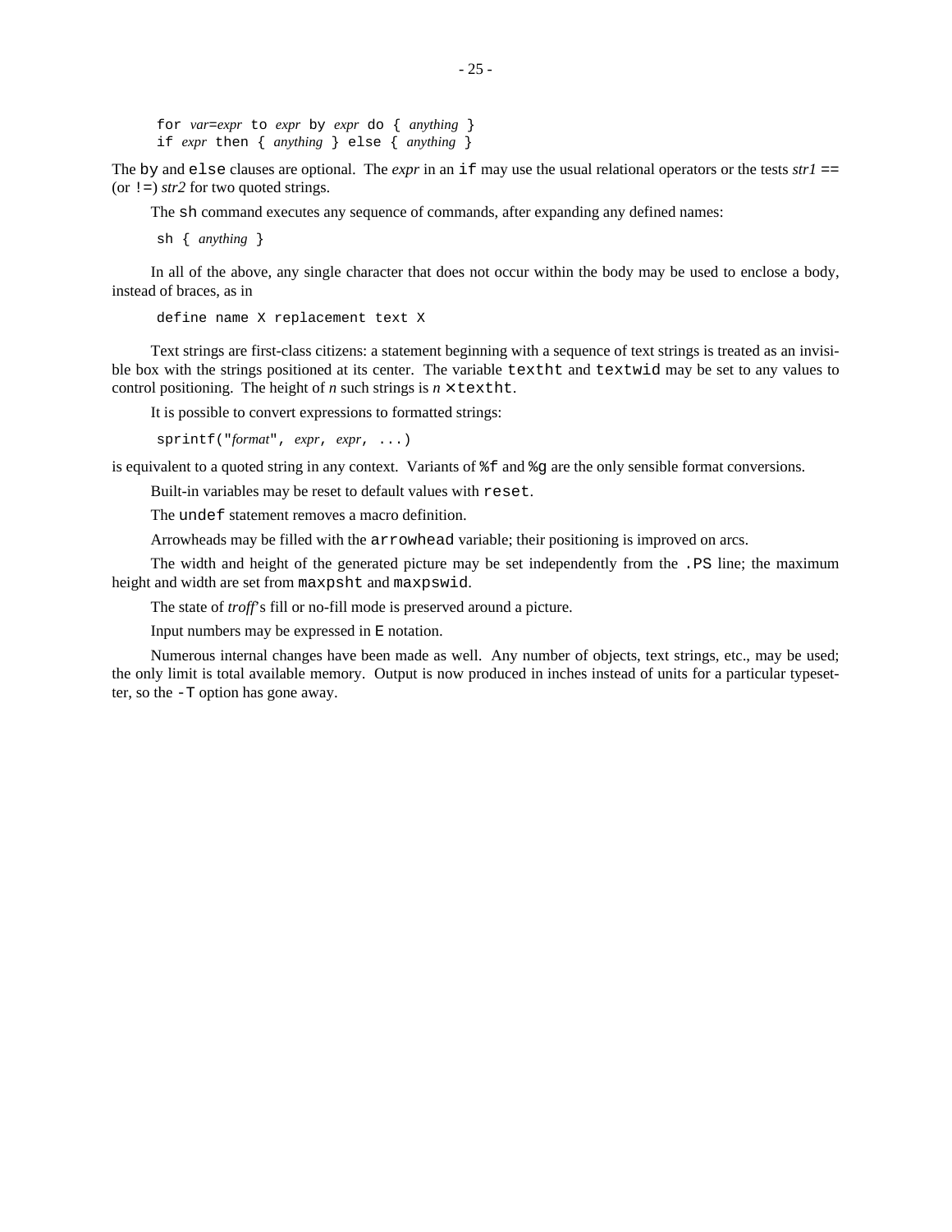```
for var=expr to expr by expr do { anything }
if expr then { anything } else { anything }
```

The `by` and `else` clauses are optional. The *expr* in an `if` may use the usual relational operators or the tests *str1* `==` (or `!=`) *str2* for two quoted strings.

The `sh` command executes any sequence of commands, after expanding any defined names:

```
sh { anything }
```

In all of the above, any single character that does not occur within the body may be used to enclose a body, instead of braces, as in

```
define name X replacement text X
```

Text strings are first-class citizens: a statement beginning with a sequence of text strings is treated as an invisible box with the strings positioned at its center. The variable `textht` and `textwid` may be set to any values to control positioning. The height of *n* such strings is $n \times$ `textht`.

It is possible to convert expressions to formatted strings:

```
sprintf("format", expr, expr, ...)
```

is equivalent to a quoted string in any context. Variants of `%f` and `%g` are the only sensible format conversions.

Built-in variables may be reset to default values with `reset`.

The `undef` statement removes a macro definition.

Arrowheads may be filled with the `arrowhead` variable; their positioning is improved on arcs.

The width and height of the generated picture may be set independently from the `.PS` line; the maximum height and width are set from `maxpsht` and `maxpswid`.

The state of *troff*'s fill or no-fill mode is preserved around a picture.

Input numbers may be expressed in `E` notation.

Numerous internal changes have been made as well. Any number of objects, text strings, etc., may be used; the only limit is total available memory. Output is now produced in inches instead of units for a particular typesetter, so the `-T` option has gone away.